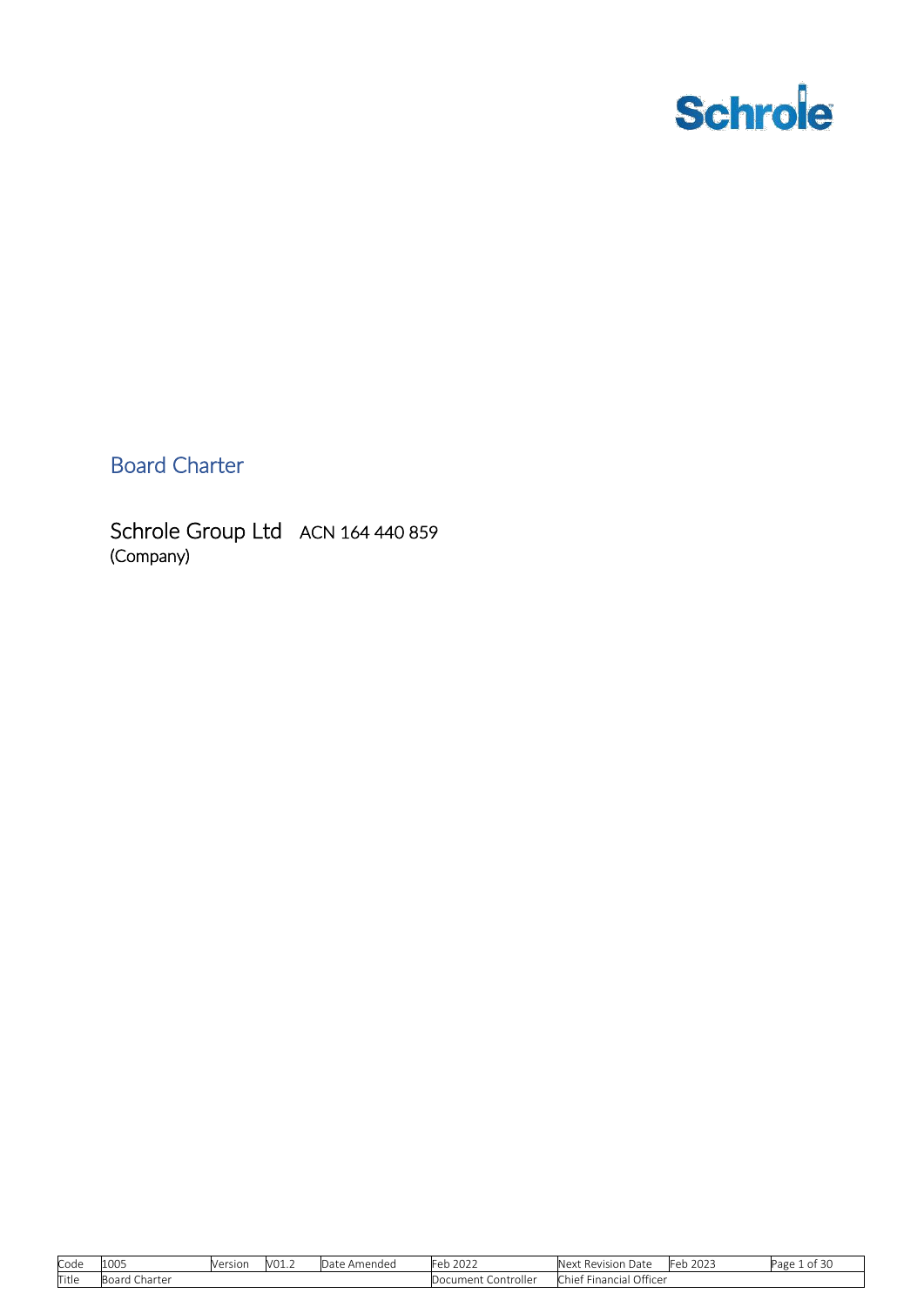# Board Charter

Schrole Group Ltd ACN 164 440 859
(Company)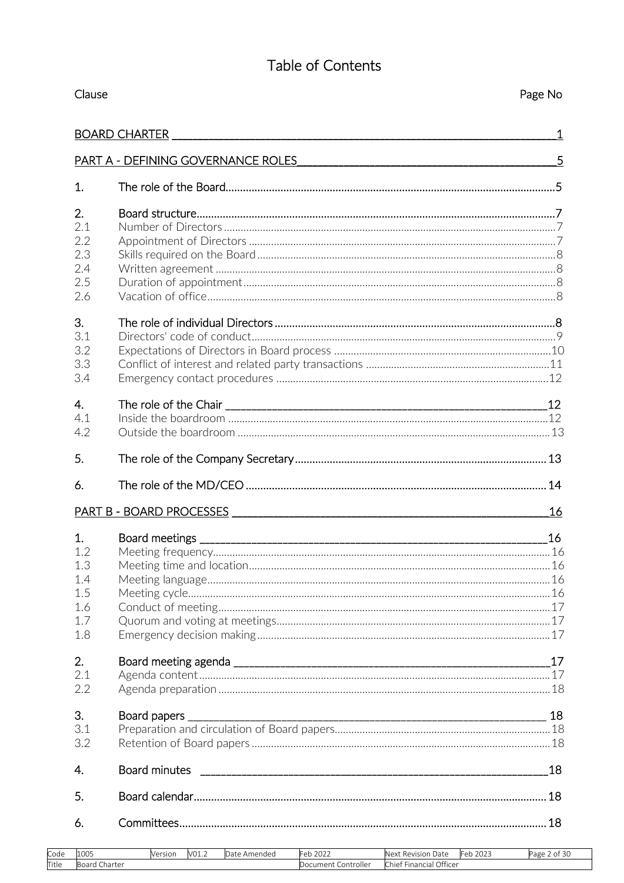# Table of Contents

| Clause | | Page No |
|---|---|---|
| BOARD CHARTER | | 1 |
| PART A - DEFINING GOVERNANCE ROLES | | 5 |
| 1. | The role of the Board | 5 |
| 2. | Board structure | 7 |
| 2.1 | Number of Directors | 7 |
| 2.2 | Appointment of Directors | 7 |
| 2.3 | Skills required on the Board | 8 |
| 2.4 | Written agreement | 8 |
| 2.5 | Duration of appointment | 8 |
| 2.6 | Vacation of office | 8 |
| 3. | The role of individual Directors | 8 |
| 3.1 | Directors' code of conduct | 9 |
| 3.2 | Expectations of Directors in Board process | 10 |
| 3.3 | Conflict of interest and related party transactions | 11 |
| 3.4 | Emergency contact procedures | 12 |
| 4. | The role of the Chair | 12 |
| 4.1 | Inside the boardroom | 12 |
| 4.2 | Outside the boardroom | 13 |
| 5. | The role of the Company Secretary | 13 |
| 6. | The role of the MD/CEO | 14 |
| PART B - BOARD PROCESSES | | 16 |
| 1. | Board meetings | 16 |
| 1.2 | Meeting frequency | 16 |
| 1.3 | Meeting time and location | 16 |
| 1.4 | Meeting language | 16 |
| 1.5 | Meeting cycle | 16 |
| 1.6 | Conduct of meeting | 17 |
| 1.7 | Quorum and voting at meetings | 17 |
| 1.8 | Emergency decision making | 17 |
| 2. | Board meeting agenda | 17 |
| 2.1 | Agenda content | 17 |
| 2.2 | Agenda preparation | 18 |
| 3. | Board papers | 18 |
| 3.1 | Preparation and circulation of Board papers | 18 |
| 3.2 | Retention of Board papers | 18 |
| 4. | Board minutes | 18 |
| 5. | Board calendar | 18 |
| 6. | Committees | 18 |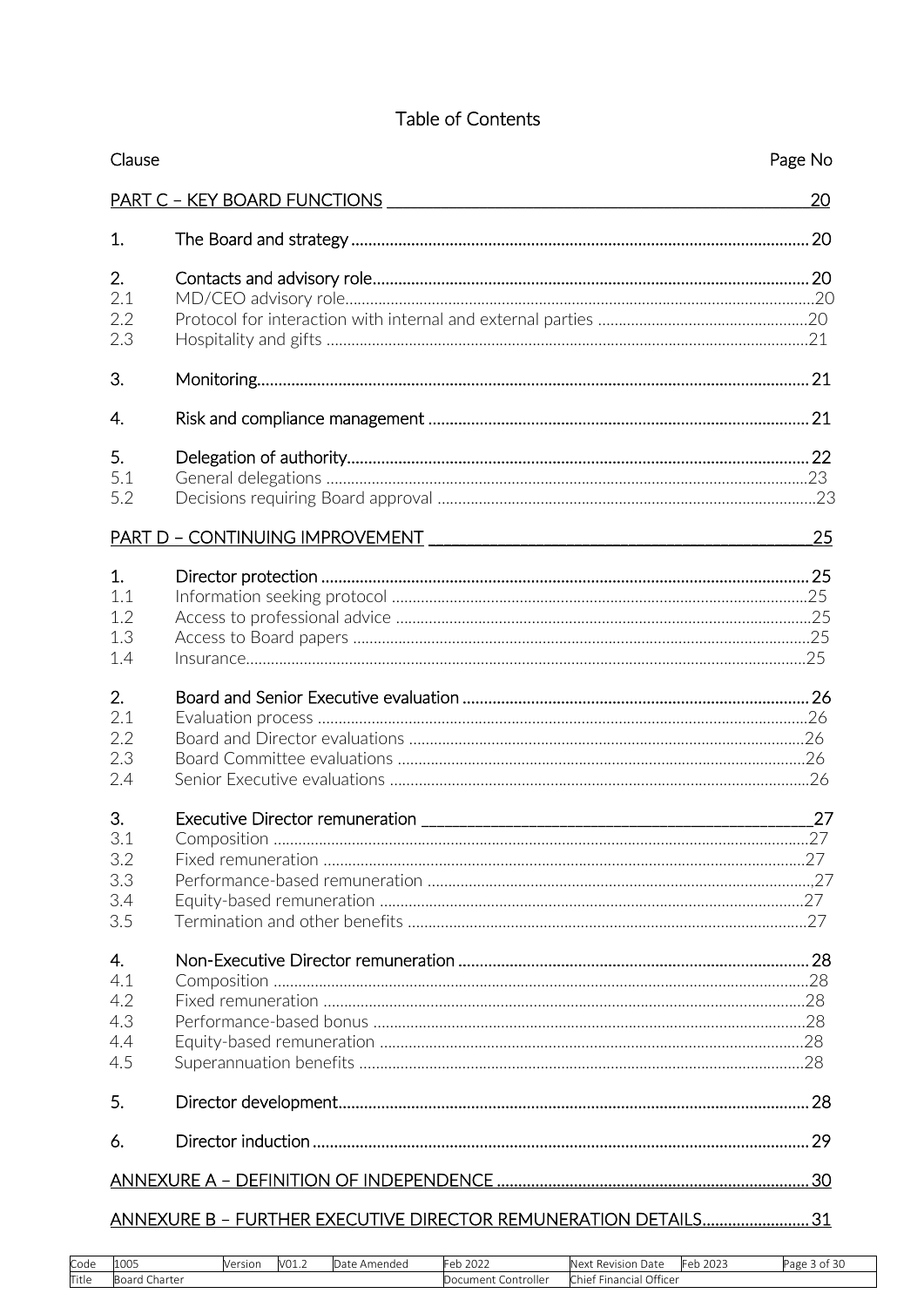# Table of Contents

| Clause | | Page No |
|---|---|---|
| **PART C – KEY BOARD FUNCTIONS** | | **20** |
| 1. | The Board and strategy | 20 |
| 2. | Contacts and advisory role | 20 |
| 2.1 | MD/CEO advisory role | 20 |
| 2.2 | Protocol for interaction with internal and external parties | 20 |
| 2.3 | Hospitality and gifts | 21 |
| 3. | Monitoring | 21 |
| 4. | Risk and compliance management | 21 |
| 5. | Delegation of authority | 22 |
| 5.1 | General delegations | 23 |
| 5.2 | Decisions requiring Board approval | 23 |
| **PART D – CONTINUING IMPROVEMENT** | | **25** |
| 1. | Director protection | 25 |
| 1.1 | Information seeking protocol | 25 |
| 1.2 | Access to professional advice | 25 |
| 1.3 | Access to Board papers | 25 |
| 1.4 | Insurance | 25 |
| 2. | Board and Senior Executive evaluation | 26 |
| 2.1 | Evaluation process | 26 |
| 2.2 | Board and Director evaluations | 26 |
| 2.3 | Board Committee evaluations | 26 |
| 2.4 | Senior Executive evaluations | 26 |
| 3. | Executive Director remuneration | 27 |
| 3.1 | Composition | 27 |
| 3.2 | Fixed remuneration | 27 |
| 3.3 | Performance-based remuneration | 27 |
| 3.4 | Equity-based remuneration | 27 |
| 3.5 | Termination and other benefits | 27 |
| 4. | Non-Executive Director remuneration | 28 |
| 4.1 | Composition | 28 |
| 4.2 | Fixed remuneration | 28 |
| 4.3 | Performance-based bonus | 28 |
| 4.4 | Equity-based remuneration | 28 |
| 4.5 | Superannuation benefits | 28 |
| 5. | Director development | 28 |
| 6. | Director induction | 29 |
| **ANNEXURE A – DEFINITION OF INDEPENDENCE** | | **30** |
| **ANNEXURE B – FURTHER EXECUTIVE DIRECTOR REMUNERATION DETAILS** | | **31** |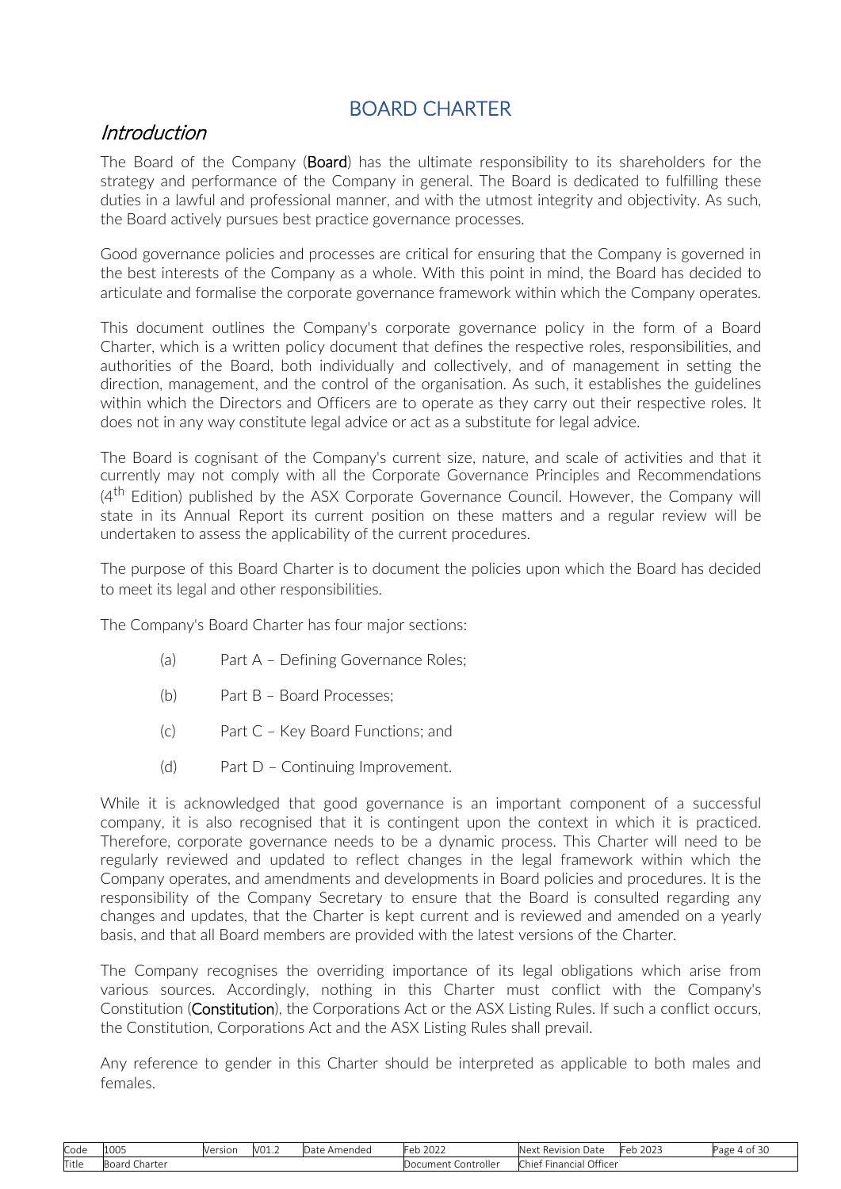# BOARD CHARTER

## *Introduction*

The Board of the Company (**Board**) has the ultimate responsibility to its shareholders for the strategy and performance of the Company in general. The Board is dedicated to fulfilling these duties in a lawful and professional manner, and with the utmost integrity and objectivity. As such, the Board actively pursues best practice governance processes.

Good governance policies and processes are critical for ensuring that the Company is governed in the best interests of the Company as a whole. With this point in mind, the Board has decided to articulate and formalise the corporate governance framework within which the Company operates.

This document outlines the Company's corporate governance policy in the form of a Board Charter, which is a written policy document that defines the respective roles, responsibilities, and authorities of the Board, both individually and collectively, and of management in setting the direction, management, and the control of the organisation. As such, it establishes the guidelines within which the Directors and Officers are to operate as they carry out their respective roles. It does not in any way constitute legal advice or act as a substitute for legal advice.

The Board is cognisant of the Company's current size, nature, and scale of activities and that it currently may not comply with all the Corporate Governance Principles and Recommendations (4th Edition) published by the ASX Corporate Governance Council. However, the Company will state in its Annual Report its current position on these matters and a regular review will be undertaken to assess the applicability of the current procedures.

The purpose of this Board Charter is to document the policies upon which the Board has decided to meet its legal and other responsibilities.

The Company's Board Charter has four major sections:

(a) Part A – Defining Governance Roles;

(b) Part B – Board Processes;

(c) Part C – Key Board Functions; and

(d) Part D – Continuing Improvement.

While it is acknowledged that good governance is an important component of a successful company, it is also recognised that it is contingent upon the context in which it is practiced. Therefore, corporate governance needs to be a dynamic process. This Charter will need to be regularly reviewed and updated to reflect changes in the legal framework within which the Company operates, and amendments and developments in Board policies and procedures. It is the responsibility of the Company Secretary to ensure that the Board is consulted regarding any changes and updates, that the Charter is kept current and is reviewed and amended on a yearly basis, and that all Board members are provided with the latest versions of the Charter.

The Company recognises the overriding importance of its legal obligations which arise from various sources. Accordingly, nothing in this Charter must conflict with the Company's Constitution (**Constitution**), the Corporations Act or the ASX Listing Rules. If such a conflict occurs, the Constitution, Corporations Act and the ASX Listing Rules shall prevail.

Any reference to gender in this Charter should be interpreted as applicable to both males and females.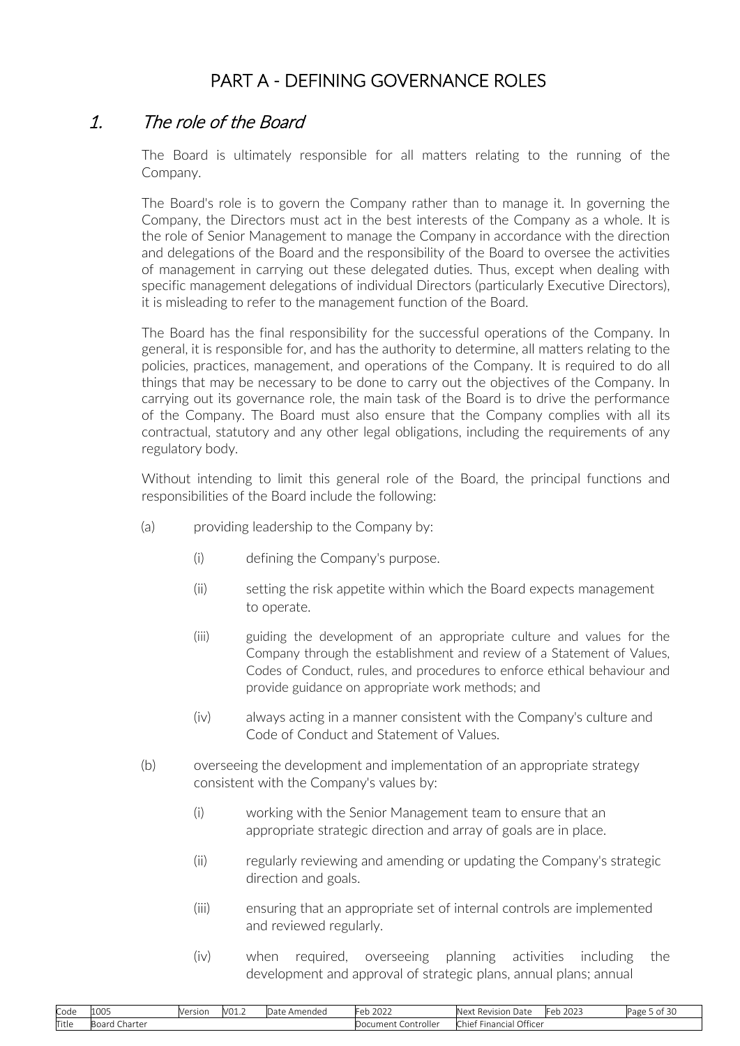# PART A - DEFINING GOVERNANCE ROLES

## 1. *The role of the Board*

The Board is ultimately responsible for all matters relating to the running of the Company.

The Board's role is to govern the Company rather than to manage it. In governing the Company, the Directors must act in the best interests of the Company as a whole. It is the role of Senior Management to manage the Company in accordance with the direction and delegations of the Board and the responsibility of the Board to oversee the activities of management in carrying out these delegated duties. Thus, except when dealing with specific management delegations of individual Directors (particularly Executive Directors), it is misleading to refer to the management function of the Board.

The Board has the final responsibility for the successful operations of the Company. In general, it is responsible for, and has the authority to determine, all matters relating to the policies, practices, management, and operations of the Company. It is required to do all things that may be necessary to be done to carry out the objectives of the Company. In carrying out its governance role, the main task of the Board is to drive the performance of the Company. The Board must also ensure that the Company complies with all its contractual, statutory and any other legal obligations, including the requirements of any regulatory body.

Without intending to limit this general role of the Board, the principal functions and responsibilities of the Board include the following:

(a) providing leadership to the Company by:

  (i) defining the Company's purpose.

  (ii) setting the risk appetite within which the Board expects management to operate.

  (iii) guiding the development of an appropriate culture and values for the Company through the establishment and review of a Statement of Values, Codes of Conduct, rules, and procedures to enforce ethical behaviour and provide guidance on appropriate work methods; and

  (iv) always acting in a manner consistent with the Company's culture and Code of Conduct and Statement of Values.

(b) overseeing the development and implementation of an appropriate strategy consistent with the Company's values by:

  (i) working with the Senior Management team to ensure that an appropriate strategic direction and array of goals are in place.

  (ii) regularly reviewing and amending or updating the Company's strategic direction and goals.

  (iii) ensuring that an appropriate set of internal controls are implemented and reviewed regularly.

  (iv) when required, overseeing planning activities including the development and approval of strategic plans, annual plans; annual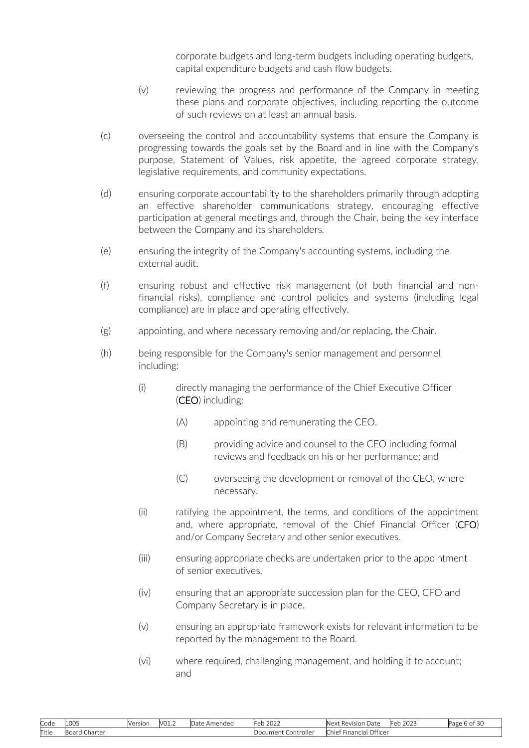corporate budgets and long-term budgets including operating budgets, capital expenditure budgets and cash flow budgets.

(v) reviewing the progress and performance of the Company in meeting these plans and corporate objectives, including reporting the outcome of such reviews on at least an annual basis.

(c) overseeing the control and accountability systems that ensure the Company is progressing towards the goals set by the Board and in line with the Company's purpose, Statement of Values, risk appetite, the agreed corporate strategy, legislative requirements, and community expectations.

(d) ensuring corporate accountability to the shareholders primarily through adopting an effective shareholder communications strategy, encouraging effective participation at general meetings and, through the Chair, being the key interface between the Company and its shareholders.

(e) ensuring the integrity of the Company's accounting systems, including the external audit.

(f) ensuring robust and effective risk management (of both financial and non-financial risks), compliance and control policies and systems (including legal compliance) are in place and operating effectively.

(g) appointing, and where necessary removing and/or replacing, the Chair.

(h) being responsible for the Company's senior management and personnel including:

(i) directly managing the performance of the Chief Executive Officer (**CEO**) including:

(A) appointing and remunerating the CEO.

(B) providing advice and counsel to the CEO including formal reviews and feedback on his or her performance; and

(C) overseeing the development or removal of the CEO, where necessary.

(ii) ratifying the appointment, the terms, and conditions of the appointment and, where appropriate, removal of the Chief Financial Officer (**CFO**) and/or Company Secretary and other senior executives.

(iii) ensuring appropriate checks are undertaken prior to the appointment of senior executives.

(iv) ensuring that an appropriate succession plan for the CEO, CFO and Company Secretary is in place.

(v) ensuring an appropriate framework exists for relevant information to be reported by the management to the Board.

(vi) where required, challenging management, and holding it to account; and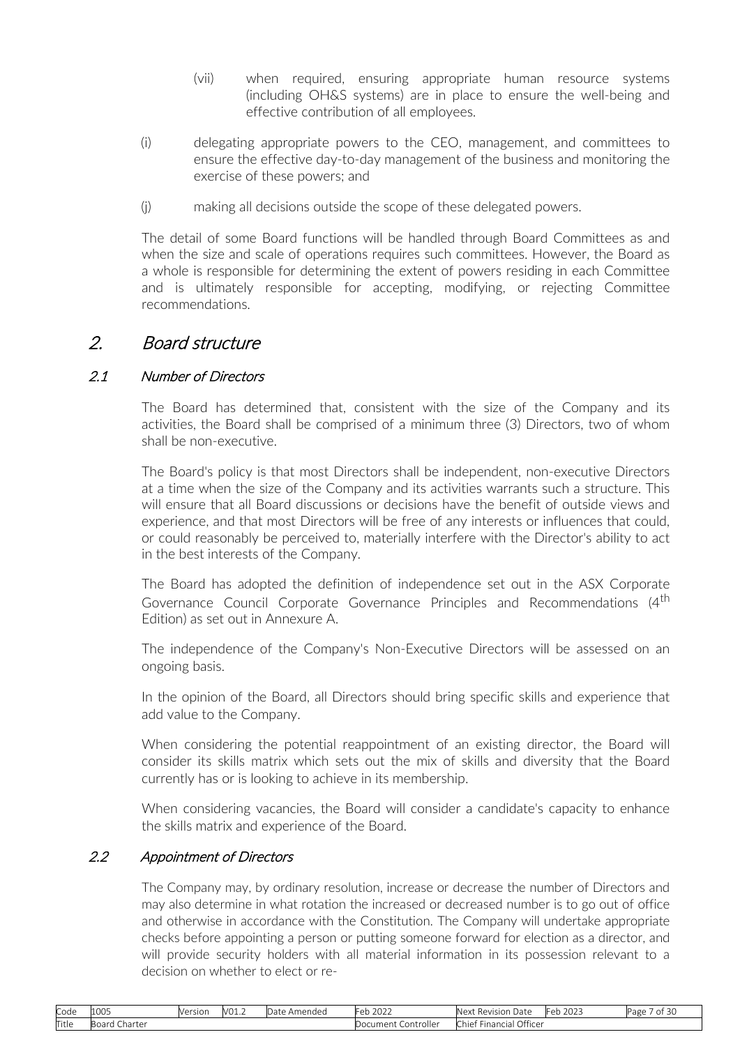(vii) when required, ensuring appropriate human resource systems (including OH&S systems) are in place to ensure the well-being and effective contribution of all employees.

(i) delegating appropriate powers to the CEO, management, and committees to ensure the effective day-to-day management of the business and monitoring the exercise of these powers; and

(j) making all decisions outside the scope of these delegated powers.

The detail of some Board functions will be handled through Board Committees as and when the size and scale of operations requires such committees. However, the Board as a whole is responsible for determining the extent of powers residing in each Committee and is ultimately responsible for accepting, modifying, or rejecting Committee recommendations.

# *2. Board structure*

## *2.1 Number of Directors*

The Board has determined that, consistent with the size of the Company and its activities, the Board shall be comprised of a minimum three (3) Directors, two of whom shall be non-executive.

The Board's policy is that most Directors shall be independent, non-executive Directors at a time when the size of the Company and its activities warrants such a structure. This will ensure that all Board discussions or decisions have the benefit of outside views and experience, and that most Directors will be free of any interests or influences that could, or could reasonably be perceived to, materially interfere with the Director's ability to act in the best interests of the Company.

The Board has adopted the definition of independence set out in the ASX Corporate Governance Council Corporate Governance Principles and Recommendations (4th Edition) as set out in Annexure A.

The independence of the Company's Non-Executive Directors will be assessed on an ongoing basis.

In the opinion of the Board, all Directors should bring specific skills and experience that add value to the Company.

When considering the potential reappointment of an existing director, the Board will consider its skills matrix which sets out the mix of skills and diversity that the Board currently has or is looking to achieve in its membership.

When considering vacancies, the Board will consider a candidate's capacity to enhance the skills matrix and experience of the Board.

## *2.2 Appointment of Directors*

The Company may, by ordinary resolution, increase or decrease the number of Directors and may also determine in what rotation the increased or decreased number is to go out of office and otherwise in accordance with the Constitution. The Company will undertake appropriate checks before appointing a person or putting someone forward for election as a director, and will provide security holders with all material information in its possession relevant to a decision on whether to elect or re-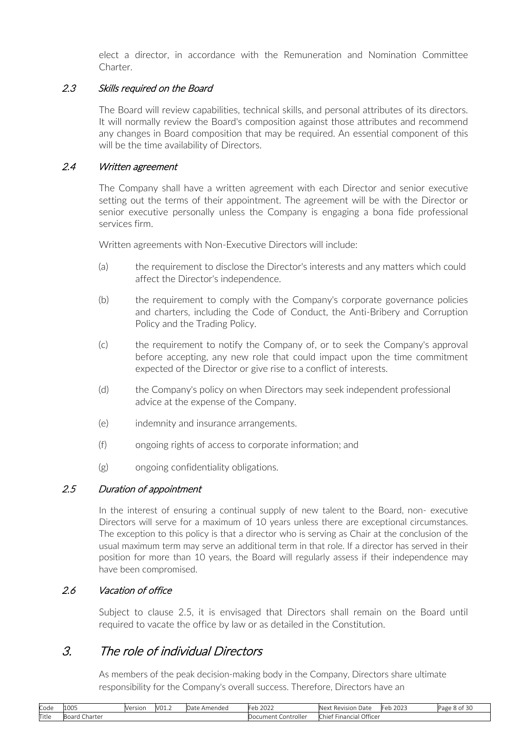elect a director, in accordance with the Remuneration and Nomination Committee Charter.

### 2.3 *Skills required on the Board*

The Board will review capabilities, technical skills, and personal attributes of its directors. It will normally review the Board's composition against those attributes and recommend any changes in Board composition that may be required. An essential component of this will be the time availability of Directors.

### 2.4 *Written agreement*

The Company shall have a written agreement with each Director and senior executive setting out the terms of their appointment. The agreement will be with the Director or senior executive personally unless the Company is engaging a bona fide professional services firm.

Written agreements with Non-Executive Directors will include:

(a) the requirement to disclose the Director's interests and any matters which could affect the Director's independence.

(b) the requirement to comply with the Company's corporate governance policies and charters, including the Code of Conduct, the Anti-Bribery and Corruption Policy and the Trading Policy.

(c) the requirement to notify the Company of, or to seek the Company's approval before accepting, any new role that could impact upon the time commitment expected of the Director or give rise to a conflict of interests.

(d) the Company's policy on when Directors may seek independent professional advice at the expense of the Company.

(e) indemnity and insurance arrangements.

(f) ongoing rights of access to corporate information; and

(g) ongoing confidentiality obligations.

### 2.5 *Duration of appointment*

In the interest of ensuring a continual supply of new talent to the Board, non- executive Directors will serve for a maximum of 10 years unless there are exceptional circumstances. The exception to this policy is that a director who is serving as Chair at the conclusion of the usual maximum term may serve an additional term in that role. If a director has served in their position for more than 10 years, the Board will regularly assess if their independence may have been compromised.

### 2.6 *Vacation of office*

Subject to clause 2.5, it is envisaged that Directors shall remain on the Board until required to vacate the office by law or as detailed in the Constitution.

## 3. *The role of individual Directors*

As members of the peak decision-making body in the Company, Directors share ultimate responsibility for the Company's overall success. Therefore, Directors have an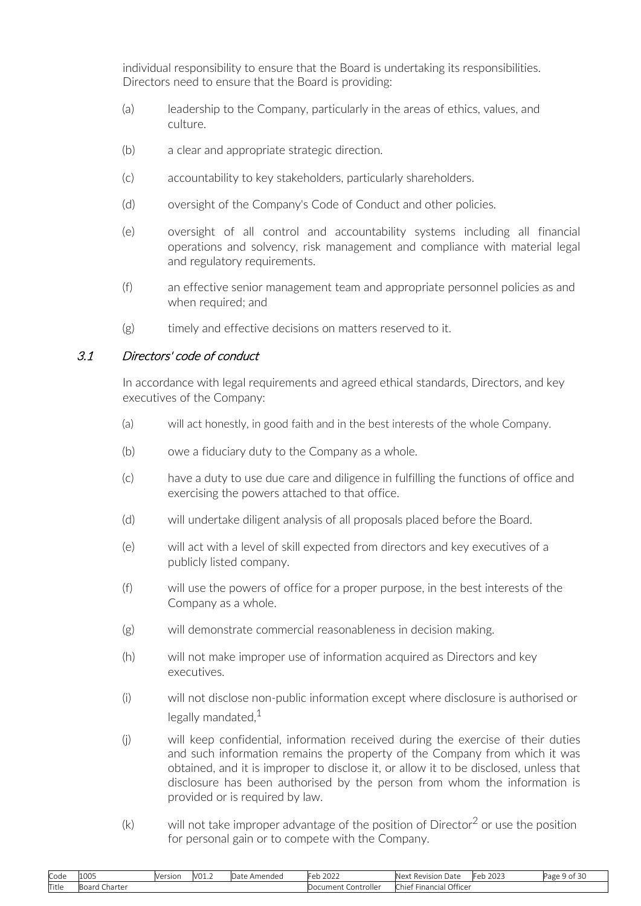individual responsibility to ensure that the Board is undertaking its responsibilities. Directors need to ensure that the Board is providing:

(a) leadership to the Company, particularly in the areas of ethics, values, and culture.

(b) a clear and appropriate strategic direction.

(c) accountability to key stakeholders, particularly shareholders.

(d) oversight of the Company's Code of Conduct and other policies.

(e) oversight of all control and accountability systems including all financial operations and solvency, risk management and compliance with material legal and regulatory requirements.

(f) an effective senior management team and appropriate personnel policies as and when required; and

(g) timely and effective decisions on matters reserved to it.

### 3.1 *Directors' code of conduct*

In accordance with legal requirements and agreed ethical standards, Directors, and key executives of the Company:

(a) will act honestly, in good faith and in the best interests of the whole Company.

(b) owe a fiduciary duty to the Company as a whole.

(c) have a duty to use due care and diligence in fulfilling the functions of office and exercising the powers attached to that office.

(d) will undertake diligent analysis of all proposals placed before the Board.

(e) will act with a level of skill expected from directors and key executives of a publicly listed company.

(f) will use the powers of office for a proper purpose, in the best interests of the Company as a whole.

(g) will demonstrate commercial reasonableness in decision making.

(h) will not make improper use of information acquired as Directors and key executives.

(i) will not disclose non-public information except where disclosure is authorised or legally mandated,[1]

(j) will keep confidential, information received during the exercise of their duties and such information remains the property of the Company from which it was obtained, and it is improper to disclose it, or allow it to be disclosed, unless that disclosure has been authorised by the person from whom the information is provided or is required by law.

(k) will not take improper advantage of the position of Director[2] or use the position for personal gain or to compete with the Company.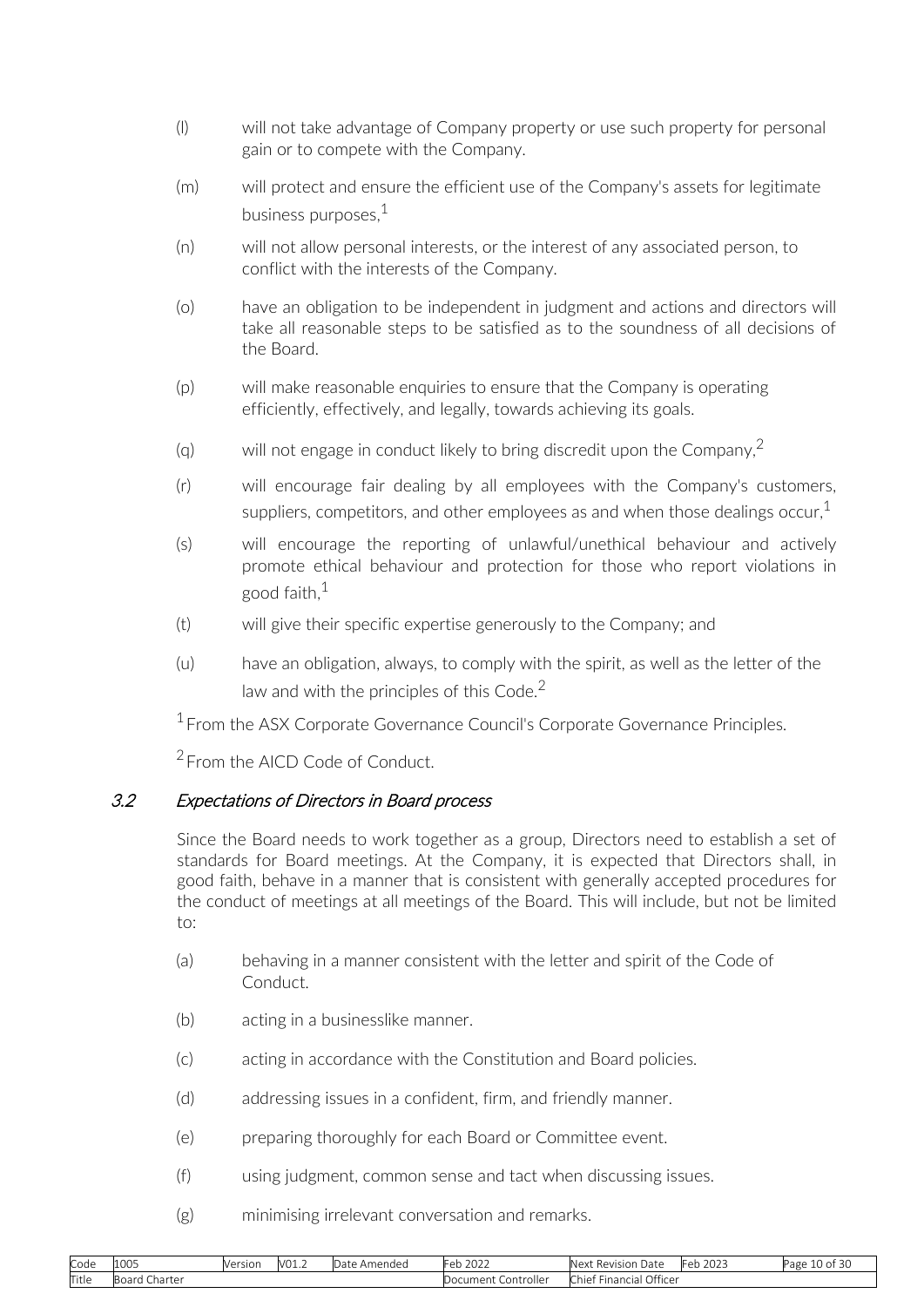(l) will not take advantage of Company property or use such property for personal gain or to compete with the Company.

(m) will protect and ensure the efficient use of the Company's assets for legitimate business purposes,[1]

(n) will not allow personal interests, or the interest of any associated person, to conflict with the interests of the Company.

(o) have an obligation to be independent in judgment and actions and directors will take all reasonable steps to be satisfied as to the soundness of all decisions of the Board.

(p) will make reasonable enquiries to ensure that the Company is operating efficiently, effectively, and legally, towards achieving its goals.

(q) will not engage in conduct likely to bring discredit upon the Company,[2]

(r) will encourage fair dealing by all employees with the Company's customers, suppliers, competitors, and other employees as and when those dealings occur,[1]

(s) will encourage the reporting of unlawful/unethical behaviour and actively promote ethical behaviour and protection for those who report violations in good faith,[1]

(t) will give their specific expertise generously to the Company; and

(u) have an obligation, always, to comply with the spirit, as well as the letter of the law and with the principles of this Code.[2]

[1] From the ASX Corporate Governance Council's Corporate Governance Principles.

[2] From the AICD Code of Conduct.

### 3.2 *Expectations of Directors in Board process*

Since the Board needs to work together as a group, Directors need to establish a set of standards for Board meetings. At the Company, it is expected that Directors shall, in good faith, behave in a manner that is consistent with generally accepted procedures for the conduct of meetings at all meetings of the Board. This will include, but not be limited to:

(a) behaving in a manner consistent with the letter and spirit of the Code of Conduct.

(b) acting in a businesslike manner.

(c) acting in accordance with the Constitution and Board policies.

(d) addressing issues in a confident, firm, and friendly manner.

(e) preparing thoroughly for each Board or Committee event.

(f) using judgment, common sense and tact when discussing issues.

(g) minimising irrelevant conversation and remarks.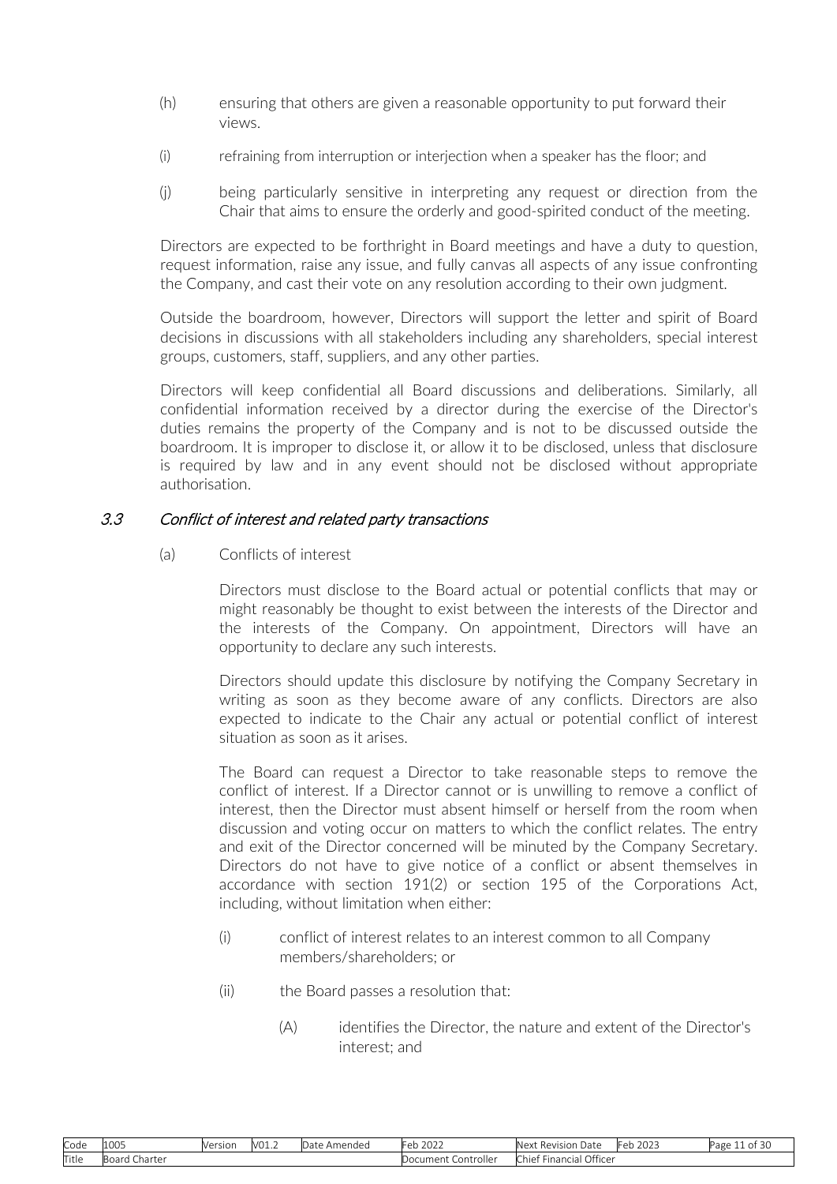(h) ensuring that others are given a reasonable opportunity to put forward their views.

(i) refraining from interruption or interjection when a speaker has the floor; and

(j) being particularly sensitive in interpreting any request or direction from the Chair that aims to ensure the orderly and good-spirited conduct of the meeting.

Directors are expected to be forthright in Board meetings and have a duty to question, request information, raise any issue, and fully canvas all aspects of any issue confronting the Company, and cast their vote on any resolution according to their own judgment.

Outside the boardroom, however, Directors will support the letter and spirit of Board decisions in discussions with all stakeholders including any shareholders, special interest groups, customers, staff, suppliers, and any other parties.

Directors will keep confidential all Board discussions and deliberations. Similarly, all confidential information received by a director during the exercise of the Director's duties remains the property of the Company and is not to be discussed outside the boardroom. It is improper to disclose it, or allow it to be disclosed, unless that disclosure is required by law and in any event should not be disclosed without appropriate authorisation.

### 3.3 *Conflict of interest and related party transactions*

(a) Conflicts of interest

Directors must disclose to the Board actual or potential conflicts that may or might reasonably be thought to exist between the interests of the Director and the interests of the Company. On appointment, Directors will have an opportunity to declare any such interests.

Directors should update this disclosure by notifying the Company Secretary in writing as soon as they become aware of any conflicts. Directors are also expected to indicate to the Chair any actual or potential conflict of interest situation as soon as it arises.

The Board can request a Director to take reasonable steps to remove the conflict of interest. If a Director cannot or is unwilling to remove a conflict of interest, then the Director must absent himself or herself from the room when discussion and voting occur on matters to which the conflict relates. The entry and exit of the Director concerned will be minuted by the Company Secretary. Directors do not have to give notice of a conflict or absent themselves in accordance with section 191(2) or section 195 of the Corporations Act, including, without limitation when either:

(i) conflict of interest relates to an interest common to all Company members/shareholders; or

(ii) the Board passes a resolution that:

(A) identifies the Director, the nature and extent of the Director's interest; and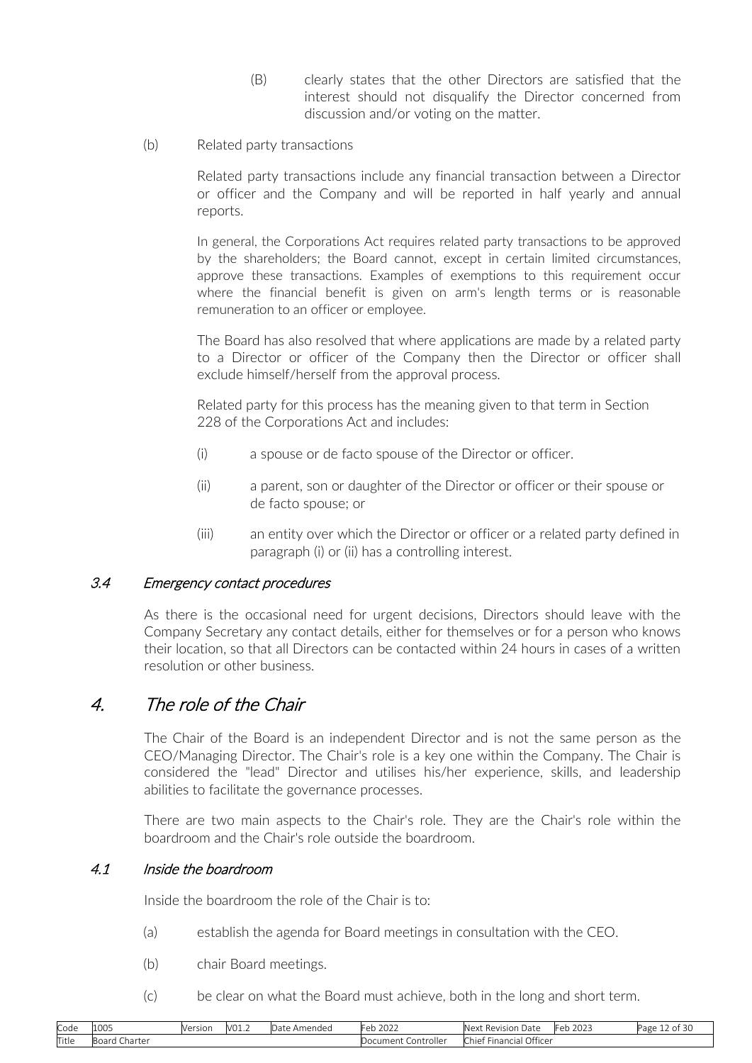(B) clearly states that the other Directors are satisfied that the interest should not disqualify the Director concerned from discussion and/or voting on the matter.

(b) Related party transactions

Related party transactions include any financial transaction between a Director or officer and the Company and will be reported in half yearly and annual reports.

In general, the Corporations Act requires related party transactions to be approved by the shareholders; the Board cannot, except in certain limited circumstances, approve these transactions. Examples of exemptions to this requirement occur where the financial benefit is given on arm's length terms or is reasonable remuneration to an officer or employee.

The Board has also resolved that where applications are made by a related party to a Director or officer of the Company then the Director or officer shall exclude himself/herself from the approval process.

Related party for this process has the meaning given to that term in Section 228 of the Corporations Act and includes:

(i) a spouse or de facto spouse of the Director or officer.

(ii) a parent, son or daughter of the Director or officer or their spouse or de facto spouse; or

(iii) an entity over which the Director or officer or a related party defined in paragraph (i) or (ii) has a controlling interest.

### 3.4 *Emergency contact procedures*

As there is the occasional need for urgent decisions, Directors should leave with the Company Secretary any contact details, either for themselves or for a person who knows their location, so that all Directors can be contacted within 24 hours in cases of a written resolution or other business.

## 4. *The role of the Chair*

The Chair of the Board is an independent Director and is not the same person as the CEO/Managing Director. The Chair's role is a key one within the Company. The Chair is considered the "lead" Director and utilises his/her experience, skills, and leadership abilities to facilitate the governance processes.

There are two main aspects to the Chair's role. They are the Chair's role within the boardroom and the Chair's role outside the boardroom.

### 4.1 *Inside the boardroom*

Inside the boardroom the role of the Chair is to:

(a) establish the agenda for Board meetings in consultation with the CEO.

(b) chair Board meetings.

(c) be clear on what the Board must achieve, both in the long and short term.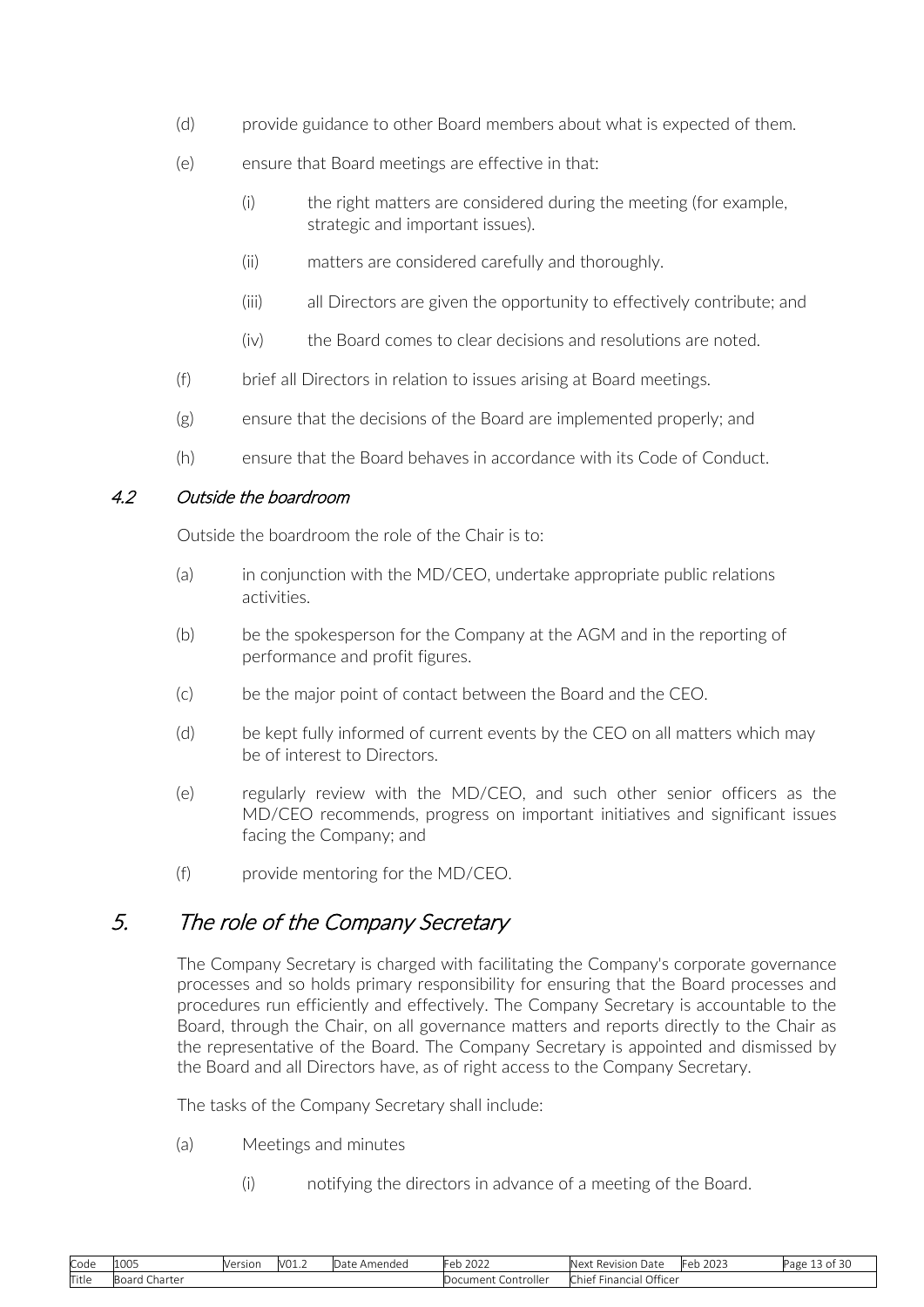(d) provide guidance to other Board members about what is expected of them.

(e) ensure that Board meetings are effective in that:

  (i) the right matters are considered during the meeting (for example, strategic and important issues).

  (ii) matters are considered carefully and thoroughly.

  (iii) all Directors are given the opportunity to effectively contribute; and

  (iv) the Board comes to clear decisions and resolutions are noted.

(f) brief all Directors in relation to issues arising at Board meetings.

(g) ensure that the decisions of the Board are implemented properly; and

(h) ensure that the Board behaves in accordance with its Code of Conduct.

### *4.2 Outside the boardroom*

Outside the boardroom the role of the Chair is to:

(a) in conjunction with the MD/CEO, undertake appropriate public relations activities.

(b) be the spokesperson for the Company at the AGM and in the reporting of performance and profit figures.

(c) be the major point of contact between the Board and the CEO.

(d) be kept fully informed of current events by the CEO on all matters which may be of interest to Directors.

(e) regularly review with the MD/CEO, and such other senior officers as the MD/CEO recommends, progress on important initiatives and significant issues facing the Company; and

(f) provide mentoring for the MD/CEO.

## *5. The role of the Company Secretary*

The Company Secretary is charged with facilitating the Company's corporate governance processes and so holds primary responsibility for ensuring that the Board processes and procedures run efficiently and effectively. The Company Secretary is accountable to the Board, through the Chair, on all governance matters and reports directly to the Chair as the representative of the Board. The Company Secretary is appointed and dismissed by the Board and all Directors have, as of right access to the Company Secretary.

The tasks of the Company Secretary shall include:

(a) Meetings and minutes

  (i) notifying the directors in advance of a meeting of the Board.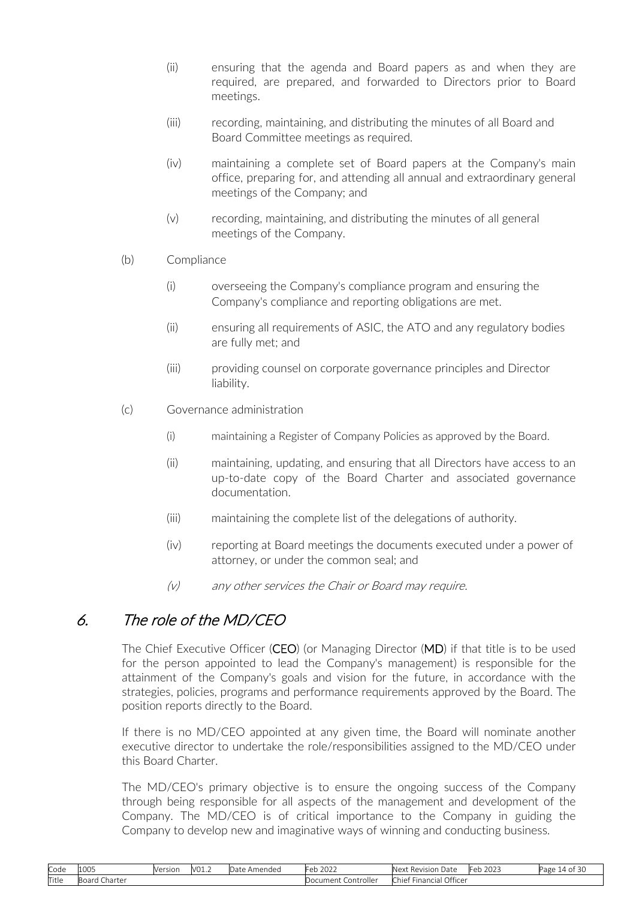(ii) ensuring that the agenda and Board papers as and when they are required, are prepared, and forwarded to Directors prior to Board meetings.

(iii) recording, maintaining, and distributing the minutes of all Board and Board Committee meetings as required.

(iv) maintaining a complete set of Board papers at the Company's main office, preparing for, and attending all annual and extraordinary general meetings of the Company; and

(v) recording, maintaining, and distributing the minutes of all general meetings of the Company.

(b) Compliance

(i) overseeing the Company's compliance program and ensuring the Company's compliance and reporting obligations are met.

(ii) ensuring all requirements of ASIC, the ATO and any regulatory bodies are fully met; and

(iii) providing counsel on corporate governance principles and Director liability.

(c) Governance administration

(i) maintaining a Register of Company Policies as approved by the Board.

(ii) maintaining, updating, and ensuring that all Directors have access to an up-to-date copy of the Board Charter and associated governance documentation.

(iii) maintaining the complete list of the delegations of authority.

(iv) reporting at Board meetings the documents executed under a power of attorney, or under the common seal; and

*(v) any other services the Chair or Board may require.*

## *6. The role of the MD/CEO*

The Chief Executive Officer (**CEO**) (or Managing Director (**MD**) if that title is to be used for the person appointed to lead the Company's management) is responsible for the attainment of the Company's goals and vision for the future, in accordance with the strategies, policies, programs and performance requirements approved by the Board. The position reports directly to the Board.

If there is no MD/CEO appointed at any given time, the Board will nominate another executive director to undertake the role/responsibilities assigned to the MD/CEO under this Board Charter.

The MD/CEO's primary objective is to ensure the ongoing success of the Company through being responsible for all aspects of the management and development of the Company. The MD/CEO is of critical importance to the Company in guiding the Company to develop new and imaginative ways of winning and conducting business.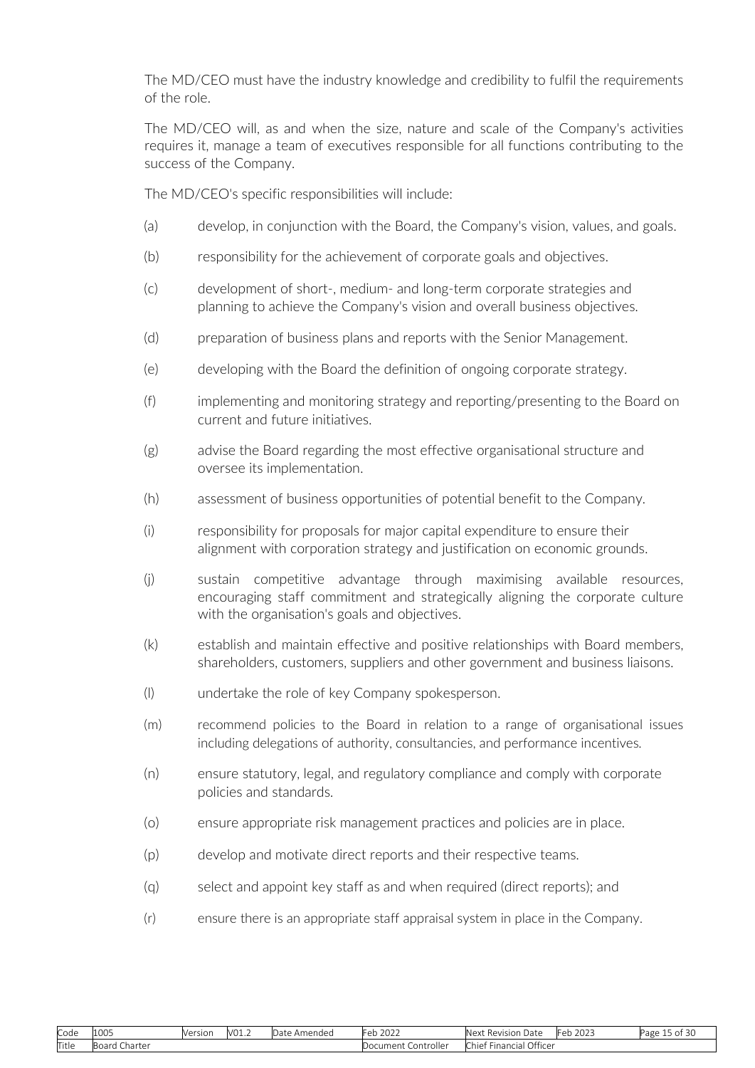The MD/CEO must have the industry knowledge and credibility to fulfil the requirements of the role.

The MD/CEO will, as and when the size, nature and scale of the Company's activities requires it, manage a team of executives responsible for all functions contributing to the success of the Company.

The MD/CEO's specific responsibilities will include:

(a) develop, in conjunction with the Board, the Company's vision, values, and goals.

(b) responsibility for the achievement of corporate goals and objectives.

(c) development of short-, medium- and long-term corporate strategies and planning to achieve the Company's vision and overall business objectives.

(d) preparation of business plans and reports with the Senior Management.

(e) developing with the Board the definition of ongoing corporate strategy.

(f) implementing and monitoring strategy and reporting/presenting to the Board on current and future initiatives.

(g) advise the Board regarding the most effective organisational structure and oversee its implementation.

(h) assessment of business opportunities of potential benefit to the Company.

(i) responsibility for proposals for major capital expenditure to ensure their alignment with corporation strategy and justification on economic grounds.

(j) sustain competitive advantage through maximising available resources, encouraging staff commitment and strategically aligning the corporate culture with the organisation's goals and objectives.

(k) establish and maintain effective and positive relationships with Board members, shareholders, customers, suppliers and other government and business liaisons.

(l) undertake the role of key Company spokesperson.

(m) recommend policies to the Board in relation to a range of organisational issues including delegations of authority, consultancies, and performance incentives.

(n) ensure statutory, legal, and regulatory compliance and comply with corporate policies and standards.

(o) ensure appropriate risk management practices and policies are in place.

(p) develop and motivate direct reports and their respective teams.

(q) select and appoint key staff as and when required (direct reports); and

(r) ensure there is an appropriate staff appraisal system in place in the Company.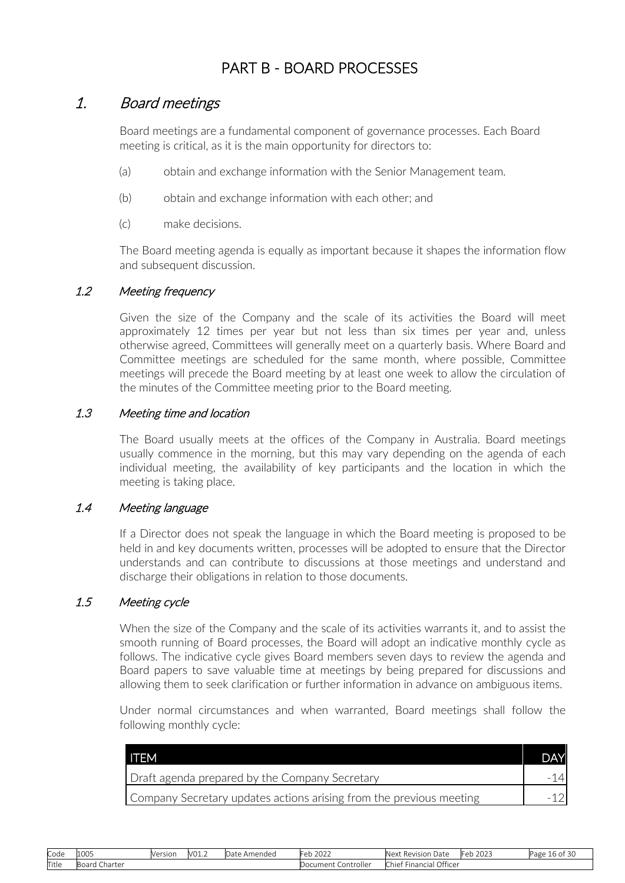# PART B - BOARD PROCESSES

## 1. *Board meetings*

Board meetings are a fundamental component of governance processes. Each Board meeting is critical, as it is the main opportunity for directors to:

(a) obtain and exchange information with the Senior Management team.

(b) obtain and exchange information with each other; and

(c) make decisions.

The Board meeting agenda is equally as important because it shapes the information flow and subsequent discussion.

### 1.2 *Meeting frequency*

Given the size of the Company and the scale of its activities the Board will meet approximately 12 times per year but not less than six times per year and, unless otherwise agreed, Committees will generally meet on a quarterly basis. Where Board and Committee meetings are scheduled for the same month, where possible, Committee meetings will precede the Board meeting by at least one week to allow the circulation of the minutes of the Committee meeting prior to the Board meeting.

### 1.3 *Meeting time and location*

The Board usually meets at the offices of the Company in Australia. Board meetings usually commence in the morning, but this may vary depending on the agenda of each individual meeting, the availability of key participants and the location in which the meeting is taking place.

### 1.4 *Meeting language*

If a Director does not speak the language in which the Board meeting is proposed to be held in and key documents written, processes will be adopted to ensure that the Director understands and can contribute to discussions at those meetings and understand and discharge their obligations in relation to those documents.

### 1.5 *Meeting cycle*

When the size of the Company and the scale of its activities warrants it, and to assist the smooth running of Board processes, the Board will adopt an indicative monthly cycle as follows. The indicative cycle gives Board members seven days to review the agenda and Board papers to save valuable time at meetings by being prepared for discussions and allowing them to seek clarification or further information in advance on ambiguous items.

Under normal circumstances and when warranted, Board meetings shall follow the following monthly cycle:

| ITEM | DAY |
|---|---:|
| Draft agenda prepared by the Company Secretary | -14 |
| Company Secretary updates actions arising from the previous meeting | -12 |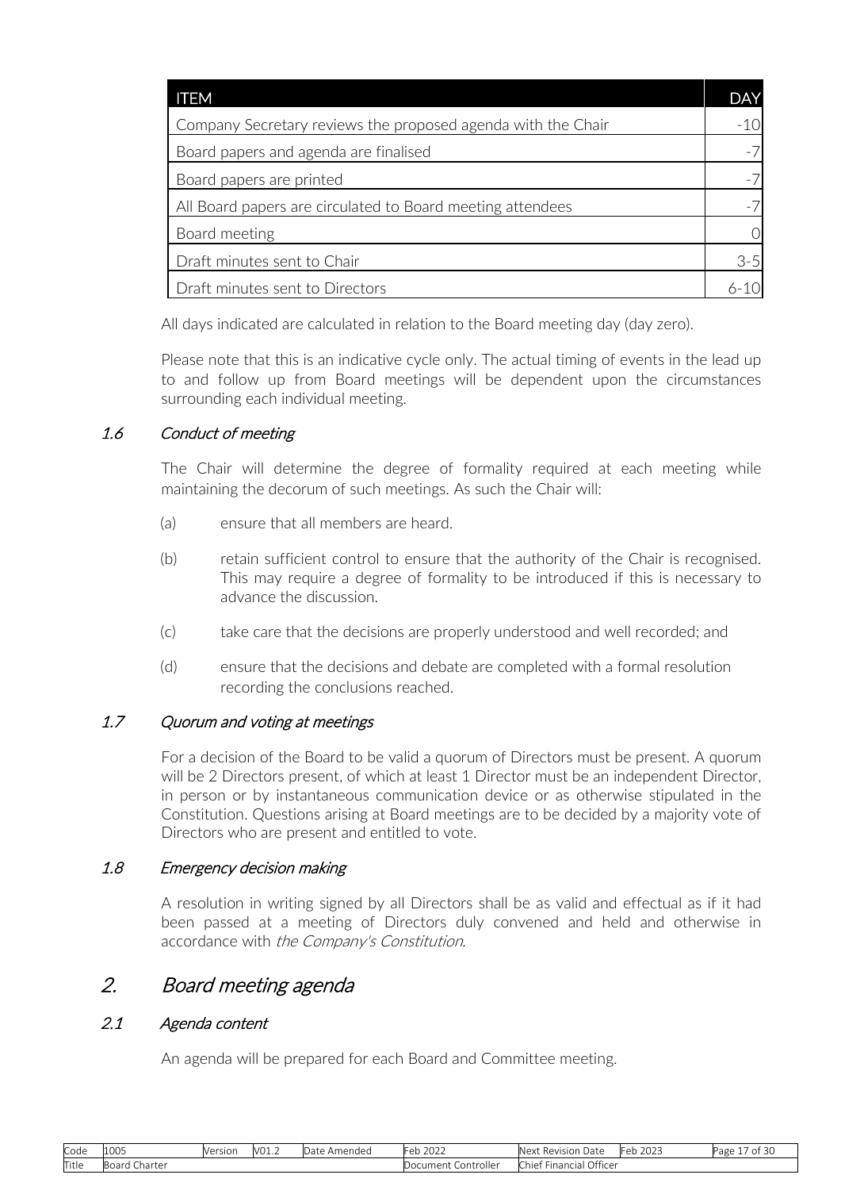| ITEM | DAY |
|---|---|
| Company Secretary reviews the proposed agenda with the Chair | -10 |
| Board papers and agenda are finalised | -7 |
| Board papers are printed | -7 |
| All Board papers are circulated to Board meeting attendees | -7 |
| Board meeting | 0 |
| Draft minutes sent to Chair | 3-5 |
| Draft minutes sent to Directors | 6-10 |

All days indicated are calculated in relation to the Board meeting day (day zero).

Please note that this is an indicative cycle only. The actual timing of events in the lead up to and follow up from Board meetings will be dependent upon the circumstances surrounding each individual meeting.

### 1.6 *Conduct of meeting*

The Chair will determine the degree of formality required at each meeting while maintaining the decorum of such meetings. As such the Chair will:

(a) ensure that all members are heard.

(b) retain sufficient control to ensure that the authority of the Chair is recognised. This may require a degree of formality to be introduced if this is necessary to advance the discussion.

(c) take care that the decisions are properly understood and well recorded; and

(d) ensure that the decisions and debate are completed with a formal resolution recording the conclusions reached.

### 1.7 *Quorum and voting at meetings*

For a decision of the Board to be valid a quorum of Directors must be present. A quorum will be 2 Directors present, of which at least 1 Director must be an independent Director, in person or by instantaneous communication device or as otherwise stipulated in the Constitution. Questions arising at Board meetings are to be decided by a majority vote of Directors who are present and entitled to vote.

### 1.8 *Emergency decision making*

A resolution in writing signed by all Directors shall be as valid and effectual as if it had been passed at a meeting of Directors duly convened and held and otherwise in accordance with *the Company's Constitution*.

## 2. *Board meeting agenda*

### 2.1 *Agenda content*

An agenda will be prepared for each Board and Committee meeting.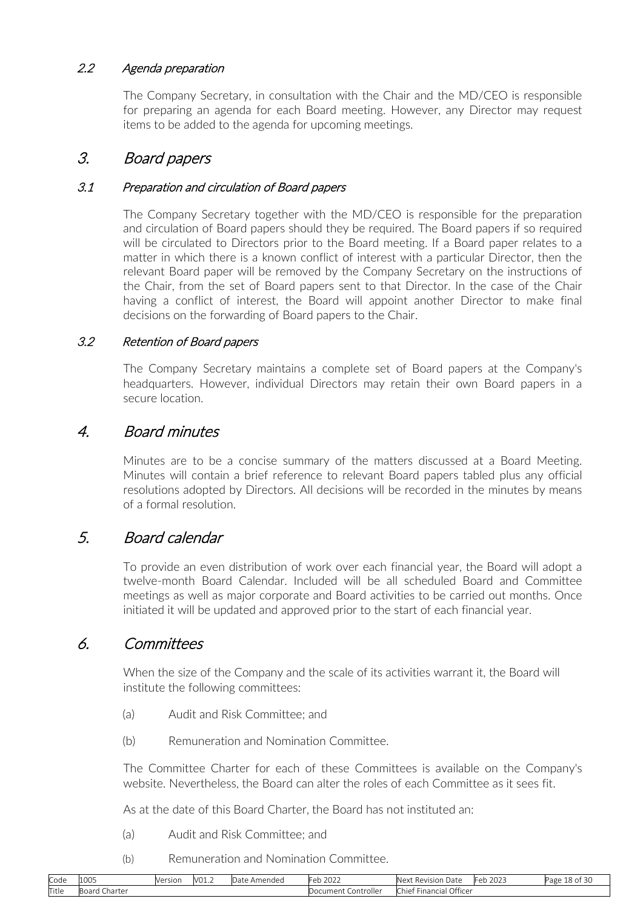### 2.2 *Agenda preparation*

The Company Secretary, in consultation with the Chair and the MD/CEO is responsible for preparing an agenda for each Board meeting. However, any Director may request items to be added to the agenda for upcoming meetings.

## 3. *Board papers*

### 3.1 *Preparation and circulation of Board papers*

The Company Secretary together with the MD/CEO is responsible for the preparation and circulation of Board papers should they be required. The Board papers if so required will be circulated to Directors prior to the Board meeting. If a Board paper relates to a matter in which there is a known conflict of interest with a particular Director, then the relevant Board paper will be removed by the Company Secretary on the instructions of the Chair, from the set of Board papers sent to that Director. In the case of the Chair having a conflict of interest, the Board will appoint another Director to make final decisions on the forwarding of Board papers to the Chair.

### 3.2 *Retention of Board papers*

The Company Secretary maintains a complete set of Board papers at the Company's headquarters. However, individual Directors may retain their own Board papers in a secure location.

## 4. *Board minutes*

Minutes are to be a concise summary of the matters discussed at a Board Meeting. Minutes will contain a brief reference to relevant Board papers tabled plus any official resolutions adopted by Directors. All decisions will be recorded in the minutes by means of a formal resolution.

## 5. *Board calendar*

To provide an even distribution of work over each financial year, the Board will adopt a twelve-month Board Calendar. Included will be all scheduled Board and Committee meetings as well as major corporate and Board activities to be carried out months. Once initiated it will be updated and approved prior to the start of each financial year.

## 6. *Committees*

When the size of the Company and the scale of its activities warrant it, the Board will institute the following committees:

(a) Audit and Risk Committee; and

(b) Remuneration and Nomination Committee.

The Committee Charter for each of these Committees is available on the Company's website. Nevertheless, the Board can alter the roles of each Committee as it sees fit.

As at the date of this Board Charter, the Board has not instituted an:

(a) Audit and Risk Committee; and

(b) Remuneration and Nomination Committee.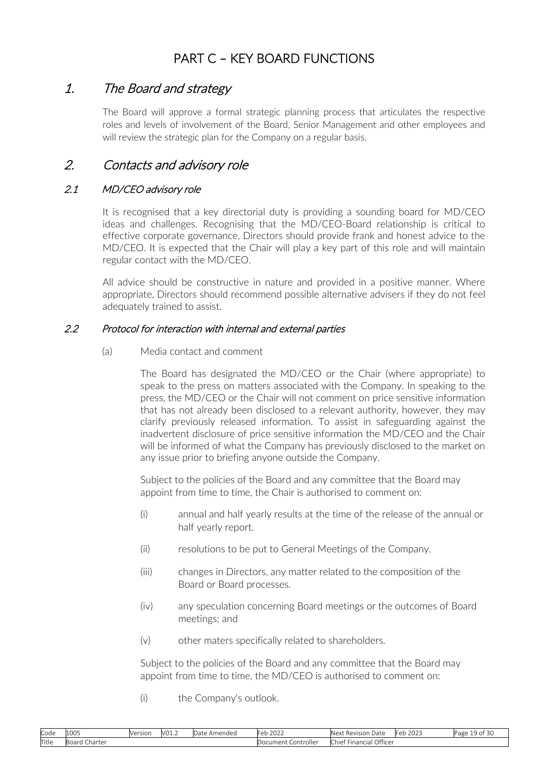# PART C – KEY BOARD FUNCTIONS

## 1. *The Board and strategy*

The Board will approve a formal strategic planning process that articulates the respective roles and levels of involvement of the Board, Senior Management and other employees and will review the strategic plan for the Company on a regular basis.

## 2. *Contacts and advisory role*

### 2.1 *MD/CEO advisory role*

It is recognised that a key directorial duty is providing a sounding board for MD/CEO ideas and challenges. Recognising that the MD/CEO-Board relationship is critical to effective corporate governance, Directors should provide frank and honest advice to the MD/CEO. It is expected that the Chair will play a key part of this role and will maintain regular contact with the MD/CEO.

All advice should be constructive in nature and provided in a positive manner. Where appropriate, Directors should recommend possible alternative advisers if they do not feel adequately trained to assist.

### 2.2 *Protocol for interaction with internal and external parties*

(a) Media contact and comment

The Board has designated the MD/CEO or the Chair (where appropriate) to speak to the press on matters associated with the Company. In speaking to the press, the MD/CEO or the Chair will not comment on price sensitive information that has not already been disclosed to a relevant authority, however, they may clarify previously released information. To assist in safeguarding against the inadvertent disclosure of price sensitive information the MD/CEO and the Chair will be informed of what the Company has previously disclosed to the market on any issue prior to briefing anyone outside the Company.

Subject to the policies of the Board and any committee that the Board may appoint from time to time, the Chair is authorised to comment on:

(i) annual and half yearly results at the time of the release of the annual or half yearly report.

(ii) resolutions to be put to General Meetings of the Company.

(iii) changes in Directors, any matter related to the composition of the Board or Board processes.

(iv) any speculation concerning Board meetings or the outcomes of Board meetings; and

(v) other maters specifically related to shareholders.

Subject to the policies of the Board and any committee that the Board may appoint from time to time, the MD/CEO is authorised to comment on:

(i) the Company's outlook.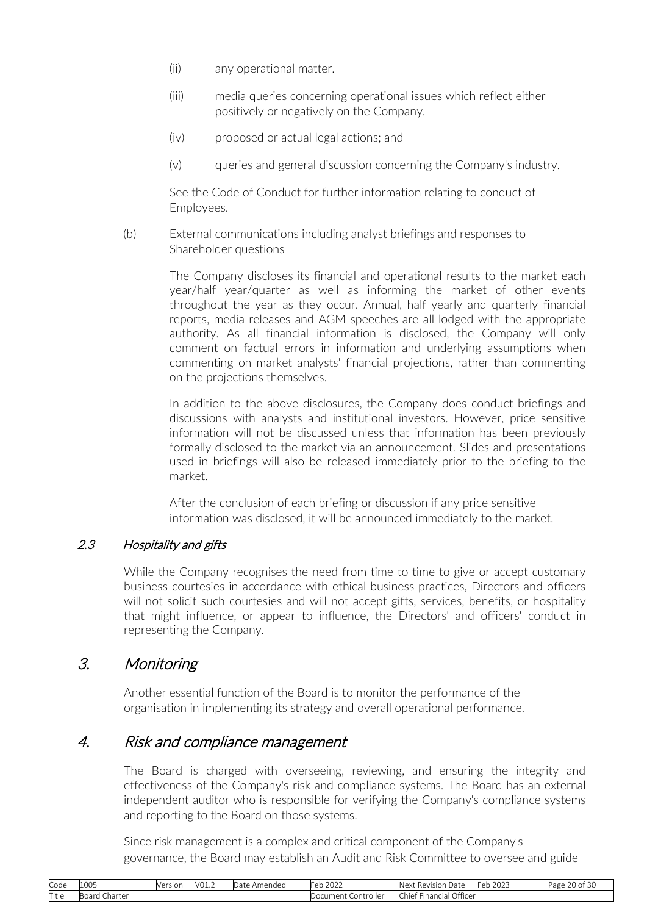(ii) any operational matter.

(iii) media queries concerning operational issues which reflect either positively or negatively on the Company.

(iv) proposed or actual legal actions; and

(v) queries and general discussion concerning the Company's industry.

See the Code of Conduct for further information relating to conduct of Employees.

(b) External communications including analyst briefings and responses to Shareholder questions

The Company discloses its financial and operational results to the market each year/half year/quarter as well as informing the market of other events throughout the year as they occur. Annual, half yearly and quarterly financial reports, media releases and AGM speeches are all lodged with the appropriate authority. As all financial information is disclosed, the Company will only comment on factual errors in information and underlying assumptions when commenting on market analysts' financial projections, rather than commenting on the projections themselves.

In addition to the above disclosures, the Company does conduct briefings and discussions with analysts and institutional investors. However, price sensitive information will not be discussed unless that information has been previously formally disclosed to the market via an announcement. Slides and presentations used in briefings will also be released immediately prior to the briefing to the market.

After the conclusion of each briefing or discussion if any price sensitive information was disclosed, it will be announced immediately to the market.

### 2.3 *Hospitality and gifts*

While the Company recognises the need from time to time to give or accept customary business courtesies in accordance with ethical business practices, Directors and officers will not solicit such courtesies and will not accept gifts, services, benefits, or hospitality that might influence, or appear to influence, the Directors' and officers' conduct in representing the Company.

## 3. *Monitoring*

Another essential function of the Board is to monitor the performance of the organisation in implementing its strategy and overall operational performance.

## 4. *Risk and compliance management*

The Board is charged with overseeing, reviewing, and ensuring the integrity and effectiveness of the Company's risk and compliance systems. The Board has an external independent auditor who is responsible for verifying the Company's compliance systems and reporting to the Board on those systems.

Since risk management is a complex and critical component of the Company's governance, the Board may establish an Audit and Risk Committee to oversee and guide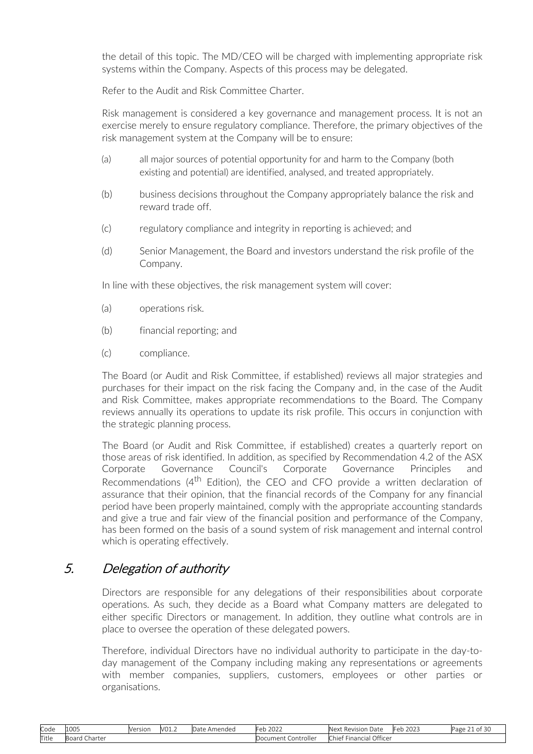the detail of this topic. The MD/CEO will be charged with implementing appropriate risk systems within the Company. Aspects of this process may be delegated.

Refer to the Audit and Risk Committee Charter.

Risk management is considered a key governance and management process. It is not an exercise merely to ensure regulatory compliance. Therefore, the primary objectives of the risk management system at the Company will be to ensure:

(a) all major sources of potential opportunity for and harm to the Company (both existing and potential) are identified, analysed, and treated appropriately.

(b) business decisions throughout the Company appropriately balance the risk and reward trade off.

(c) regulatory compliance and integrity in reporting is achieved; and

(d) Senior Management, the Board and investors understand the risk profile of the Company.

In line with these objectives, the risk management system will cover:

(a) operations risk.

(b) financial reporting; and

(c) compliance.

The Board (or Audit and Risk Committee, if established) reviews all major strategies and purchases for their impact on the risk facing the Company and, in the case of the Audit and Risk Committee, makes appropriate recommendations to the Board. The Company reviews annually its operations to update its risk profile. This occurs in conjunction with the strategic planning process.

The Board (or Audit and Risk Committee, if established) creates a quarterly report on those areas of risk identified. In addition, as specified by Recommendation 4.2 of the ASX Corporate Governance Council's Corporate Governance Principles and Recommendations (4th Edition), the CEO and CFO provide a written declaration of assurance that their opinion, that the financial records of the Company for any financial period have been properly maintained, comply with the appropriate accounting standards and give a true and fair view of the financial position and performance of the Company, has been formed on the basis of a sound system of risk management and internal control which is operating effectively.

## 5. *Delegation of authority*

Directors are responsible for any delegations of their responsibilities about corporate operations. As such, they decide as a Board what Company matters are delegated to either specific Directors or management. In addition, they outline what controls are in place to oversee the operation of these delegated powers.

Therefore, individual Directors have no individual authority to participate in the day-to-day management of the Company including making any representations or agreements with member companies, suppliers, customers, employees or other parties or organisations.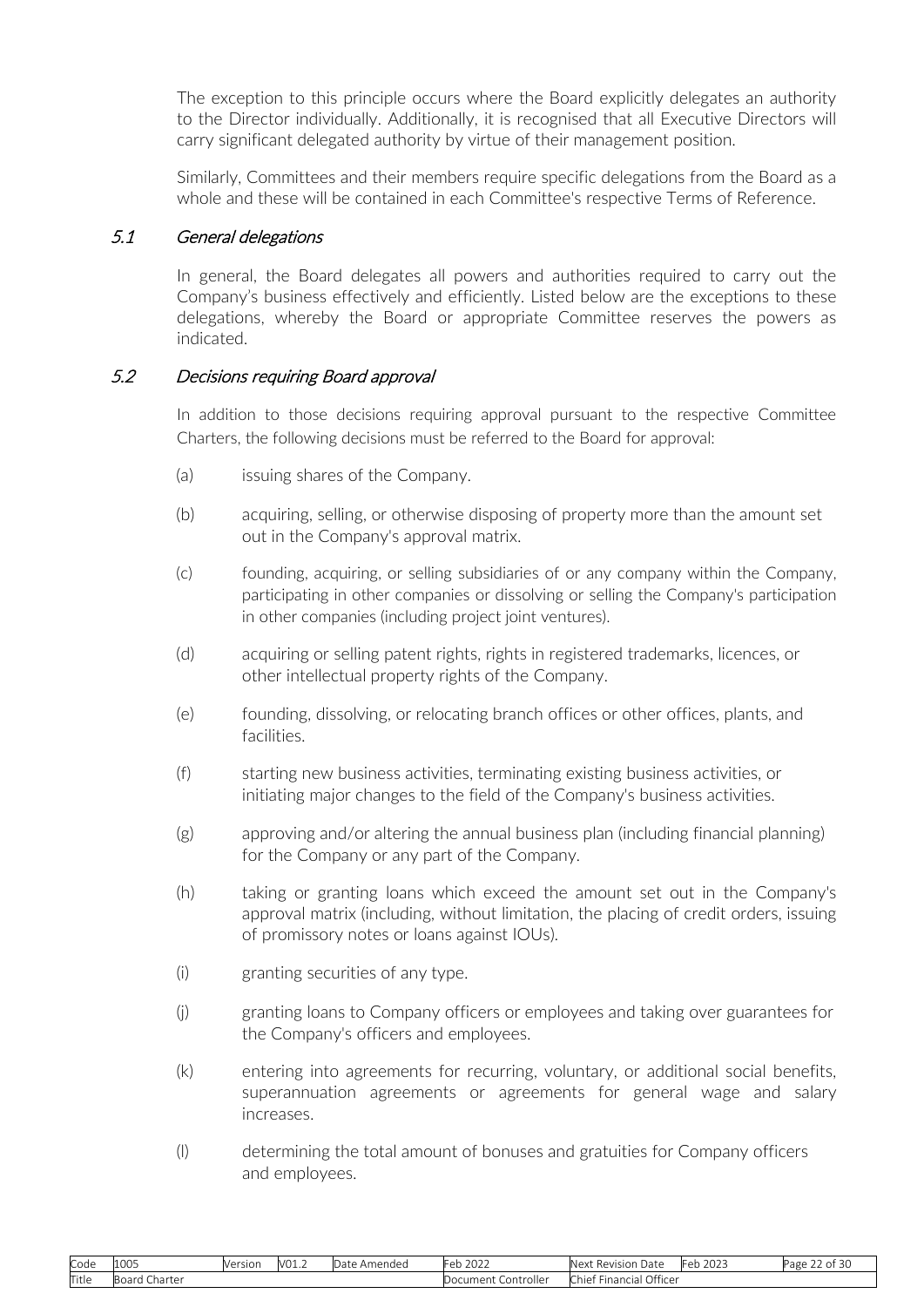The exception to this principle occurs where the Board explicitly delegates an authority to the Director individually. Additionally, it is recognised that all Executive Directors will carry significant delegated authority by virtue of their management position.

Similarly, Committees and their members require specific delegations from the Board as a whole and these will be contained in each Committee's respective Terms of Reference.

### 5.1 *General delegations*

In general, the Board delegates all powers and authorities required to carry out the Company's business effectively and efficiently. Listed below are the exceptions to these delegations, whereby the Board or appropriate Committee reserves the powers as indicated.

### 5.2 *Decisions requiring Board approval*

In addition to those decisions requiring approval pursuant to the respective Committee Charters, the following decisions must be referred to the Board for approval:

(a) issuing shares of the Company.

(b) acquiring, selling, or otherwise disposing of property more than the amount set out in the Company's approval matrix.

(c) founding, acquiring, or selling subsidiaries of or any company within the Company, participating in other companies or dissolving or selling the Company's participation in other companies (including project joint ventures).

(d) acquiring or selling patent rights, rights in registered trademarks, licences, or other intellectual property rights of the Company.

(e) founding, dissolving, or relocating branch offices or other offices, plants, and facilities.

(f) starting new business activities, terminating existing business activities, or initiating major changes to the field of the Company's business activities.

(g) approving and/or altering the annual business plan (including financial planning) for the Company or any part of the Company.

(h) taking or granting loans which exceed the amount set out in the Company's approval matrix (including, without limitation, the placing of credit orders, issuing of promissory notes or loans against IOUs).

(i) granting securities of any type.

(j) granting loans to Company officers or employees and taking over guarantees for the Company's officers and employees.

(k) entering into agreements for recurring, voluntary, or additional social benefits, superannuation agreements or agreements for general wage and salary increases.

(l) determining the total amount of bonuses and gratuities for Company officers and employees.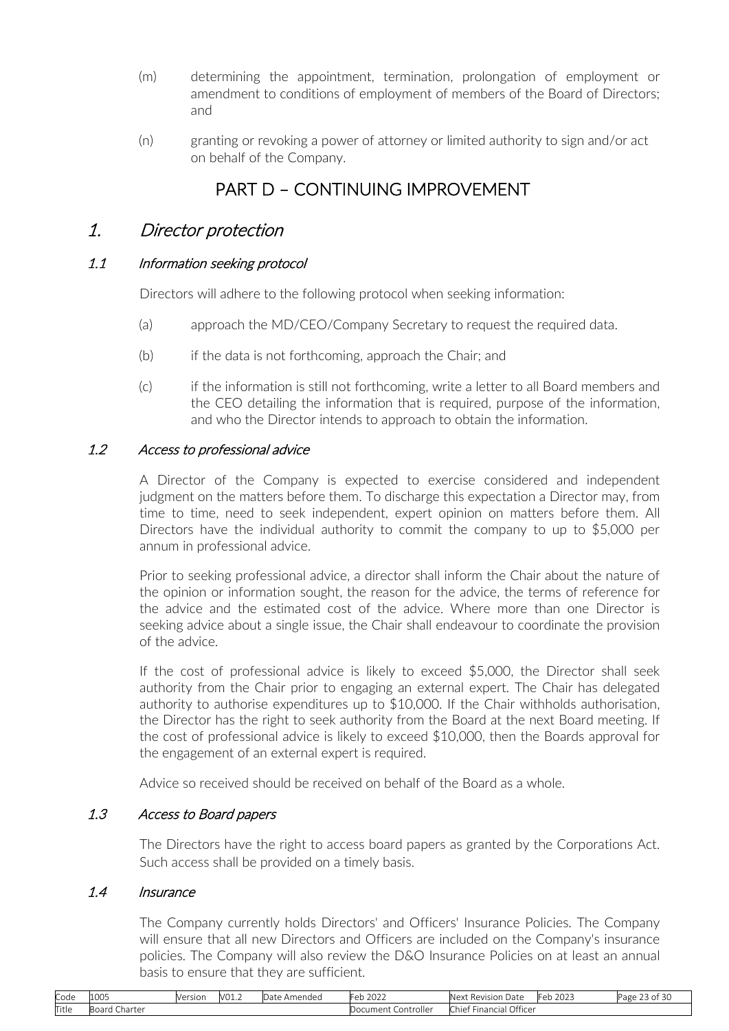(m) determining the appointment, termination, prolongation of employment or amendment to conditions of employment of members of the Board of Directors; and

(n) granting or revoking a power of attorney or limited authority to sign and/or act on behalf of the Company.

# PART D – CONTINUING IMPROVEMENT

## 1. *Director protection*

### 1.1 *Information seeking protocol*

Directors will adhere to the following protocol when seeking information:

(a) approach the MD/CEO/Company Secretary to request the required data.

(b) if the data is not forthcoming, approach the Chair; and

(c) if the information is still not forthcoming, write a letter to all Board members and the CEO detailing the information that is required, purpose of the information, and who the Director intends to approach to obtain the information.

### 1.2 *Access to professional advice*

A Director of the Company is expected to exercise considered and independent judgment on the matters before them. To discharge this expectation a Director may, from time to time, need to seek independent, expert opinion on matters before them. All Directors have the individual authority to commit the company to up to $5,000 per annum in professional advice.

Prior to seeking professional advice, a director shall inform the Chair about the nature of the opinion or information sought, the reason for the advice, the terms of reference for the advice and the estimated cost of the advice. Where more than one Director is seeking advice about a single issue, the Chair shall endeavour to coordinate the provision of the advice.

If the cost of professional advice is likely to exceed $5,000, the Director shall seek authority from the Chair prior to engaging an external expert. The Chair has delegated authority to authorise expenditures up to $10,000. If the Chair withholds authorisation, the Director has the right to seek authority from the Board at the next Board meeting. If the cost of professional advice is likely to exceed $10,000, then the Boards approval for the engagement of an external expert is required.

Advice so received should be received on behalf of the Board as a whole.

### 1.3 *Access to Board papers*

The Directors have the right to access board papers as granted by the Corporations Act. Such access shall be provided on a timely basis.

### 1.4 *Insurance*

The Company currently holds Directors' and Officers' Insurance Policies. The Company will ensure that all new Directors and Officers are included on the Company's insurance policies. The Company will also review the D&O Insurance Policies on at least an annual basis to ensure that they are sufficient.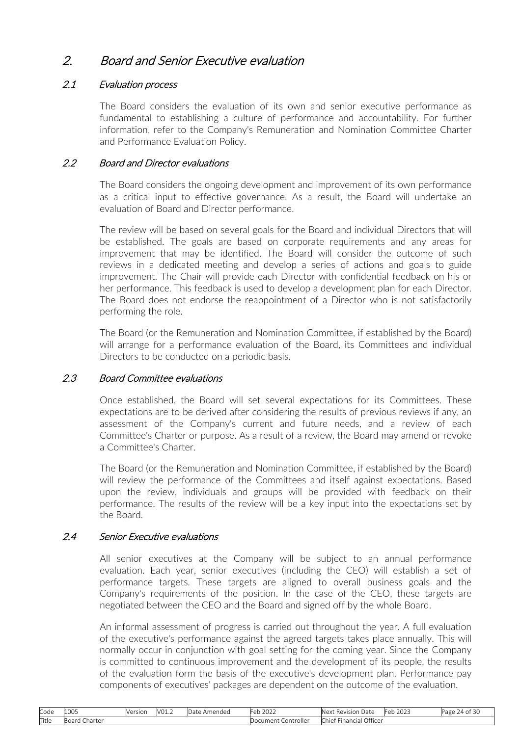# 2. Board and Senior Executive evaluation

## 2.1 Evaluation process

The Board considers the evaluation of its own and senior executive performance as fundamental to establishing a culture of performance and accountability. For further information, refer to the Company's Remuneration and Nomination Committee Charter and Performance Evaluation Policy.

## 2.2 Board and Director evaluations

The Board considers the ongoing development and improvement of its own performance as a critical input to effective governance. As a result, the Board will undertake an evaluation of Board and Director performance.

The review will be based on several goals for the Board and individual Directors that will be established. The goals are based on corporate requirements and any areas for improvement that may be identified. The Board will consider the outcome of such reviews in a dedicated meeting and develop a series of actions and goals to guide improvement. The Chair will provide each Director with confidential feedback on his or her performance. This feedback is used to develop a development plan for each Director. The Board does not endorse the reappointment of a Director who is not satisfactorily performing the role.

The Board (or the Remuneration and Nomination Committee, if established by the Board) will arrange for a performance evaluation of the Board, its Committees and individual Directors to be conducted on a periodic basis.

## 2.3 Board Committee evaluations

Once established, the Board will set several expectations for its Committees. These expectations are to be derived after considering the results of previous reviews if any, an assessment of the Company's current and future needs, and a review of each Committee's Charter or purpose. As a result of a review, the Board may amend or revoke a Committee's Charter.

The Board (or the Remuneration and Nomination Committee, if established by the Board) will review the performance of the Committees and itself against expectations. Based upon the review, individuals and groups will be provided with feedback on their performance. The results of the review will be a key input into the expectations set by the Board.

## 2.4 Senior Executive evaluations

All senior executives at the Company will be subject to an annual performance evaluation. Each year, senior executives (including the CEO) will establish a set of performance targets. These targets are aligned to overall business goals and the Company's requirements of the position. In the case of the CEO, these targets are negotiated between the CEO and the Board and signed off by the whole Board.

An informal assessment of progress is carried out throughout the year. A full evaluation of the executive's performance against the agreed targets takes place annually. This will normally occur in conjunction with goal setting for the coming year. Since the Company is committed to continuous improvement and the development of its people, the results of the evaluation form the basis of the executive's development plan. Performance pay components of executives' packages are dependent on the outcome of the evaluation.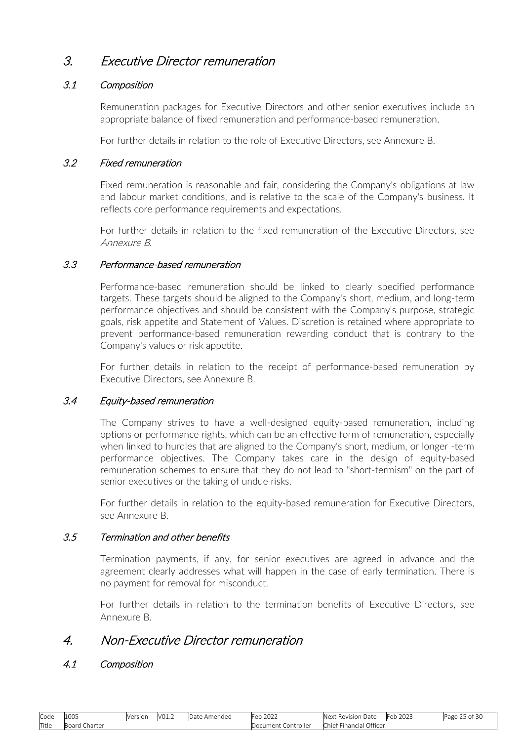## 3. *Executive Director remuneration*

### 3.1 *Composition*

Remuneration packages for Executive Directors and other senior executives include an appropriate balance of fixed remuneration and performance-based remuneration.

For further details in relation to the role of Executive Directors, see Annexure B.

### 3.2 *Fixed remuneration*

Fixed remuneration is reasonable and fair, considering the Company's obligations at law and labour market conditions, and is relative to the scale of the Company's business. It reflects core performance requirements and expectations.

For further details in relation to the fixed remuneration of the Executive Directors, see *Annexure B.*

### 3.3 *Performance-based remuneration*

Performance-based remuneration should be linked to clearly specified performance targets. These targets should be aligned to the Company's short, medium, and long-term performance objectives and should be consistent with the Company's purpose, strategic goals, risk appetite and Statement of Values. Discretion is retained where appropriate to prevent performance-based remuneration rewarding conduct that is contrary to the Company's values or risk appetite.

For further details in relation to the receipt of performance-based remuneration by Executive Directors, see Annexure B.

### 3.4 *Equity-based remuneration*

The Company strives to have a well-designed equity-based remuneration, including options or performance rights, which can be an effective form of remuneration, especially when linked to hurdles that are aligned to the Company's short, medium, or longer -term performance objectives. The Company takes care in the design of equity-based remuneration schemes to ensure that they do not lead to "short-termism" on the part of senior executives or the taking of undue risks.

For further details in relation to the equity-based remuneration for Executive Directors, see Annexure B.

### 3.5 *Termination and other benefits*

Termination payments, if any, for senior executives are agreed in advance and the agreement clearly addresses what will happen in the case of early termination. There is no payment for removal for misconduct.

For further details in relation to the termination benefits of Executive Directors, see Annexure B.

## 4. *Non-Executive Director remuneration*

### 4.1 *Composition*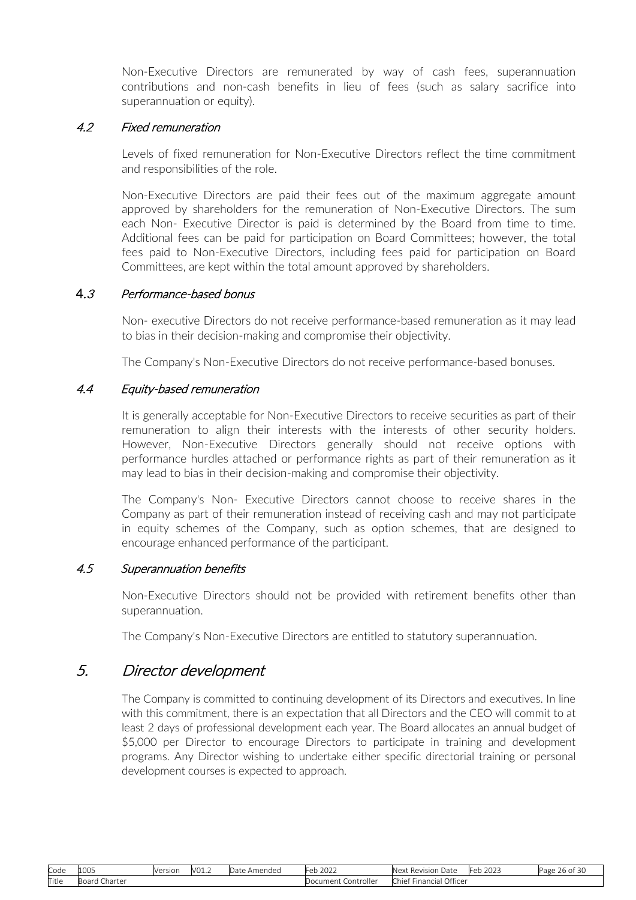Non-Executive Directors are remunerated by way of cash fees, superannuation contributions and non-cash benefits in lieu of fees (such as salary sacrifice into superannuation or equity).

### 4.2 *Fixed remuneration*

Levels of fixed remuneration for Non-Executive Directors reflect the time commitment and responsibilities of the role.

Non-Executive Directors are paid their fees out of the maximum aggregate amount approved by shareholders for the remuneration of Non-Executive Directors. The sum each Non- Executive Director is paid is determined by the Board from time to time. Additional fees can be paid for participation on Board Committees; however, the total fees paid to Non-Executive Directors, including fees paid for participation on Board Committees, are kept within the total amount approved by shareholders.

### 4.3 *Performance-based bonus*

Non- executive Directors do not receive performance-based remuneration as it may lead to bias in their decision-making and compromise their objectivity.

The Company's Non-Executive Directors do not receive performance-based bonuses.

### 4.4 *Equity-based remuneration*

It is generally acceptable for Non-Executive Directors to receive securities as part of their remuneration to align their interests with the interests of other security holders. However, Non-Executive Directors generally should not receive options with performance hurdles attached or performance rights as part of their remuneration as it may lead to bias in their decision-making and compromise their objectivity.

The Company's Non- Executive Directors cannot choose to receive shares in the Company as part of their remuneration instead of receiving cash and may not participate in equity schemes of the Company, such as option schemes, that are designed to encourage enhanced performance of the participant.

### 4.5 *Superannuation benefits*

Non-Executive Directors should not be provided with retirement benefits other than superannuation.

The Company's Non-Executive Directors are entitled to statutory superannuation.

## 5. *Director development*

The Company is committed to continuing development of its Directors and executives. In line with this commitment, there is an expectation that all Directors and the CEO will commit to at least 2 days of professional development each year. The Board allocates an annual budget of $5,000 per Director to encourage Directors to participate in training and development programs. Any Director wishing to undertake either specific directorial training or personal development courses is expected to approach.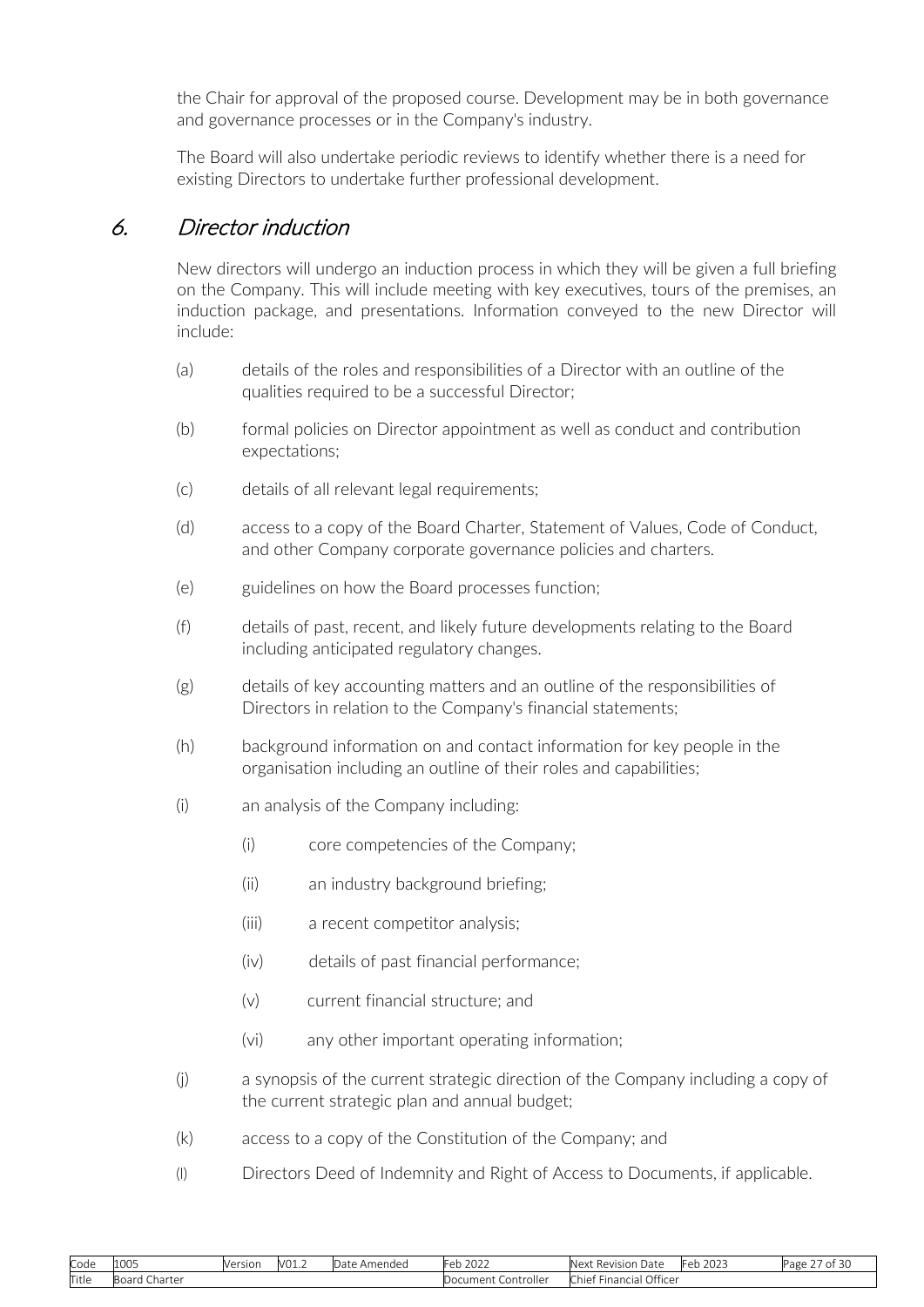the Chair for approval of the proposed course. Development may be in both governance and governance processes or in the Company's industry.

The Board will also undertake periodic reviews to identify whether there is a need for existing Directors to undertake further professional development.

## *6. Director induction*

New directors will undergo an induction process in which they will be given a full briefing on the Company. This will include meeting with key executives, tours of the premises, an induction package, and presentations. Information conveyed to the new Director will include:

(a) details of the roles and responsibilities of a Director with an outline of the qualities required to be a successful Director;

(b) formal policies on Director appointment as well as conduct and contribution expectations;

(c) details of all relevant legal requirements;

(d) access to a copy of the Board Charter, Statement of Values, Code of Conduct, and other Company corporate governance policies and charters.

(e) guidelines on how the Board processes function;

(f) details of past, recent, and likely future developments relating to the Board including anticipated regulatory changes.

(g) details of key accounting matters and an outline of the responsibilities of Directors in relation to the Company's financial statements;

(h) background information on and contact information for key people in the organisation including an outline of their roles and capabilities;

(i) an analysis of the Company including:

  (i) core competencies of the Company;

  (ii) an industry background briefing;

  (iii) a recent competitor analysis;

  (iv) details of past financial performance;

  (v) current financial structure; and

  (vi) any other important operating information;

(j) a synopsis of the current strategic direction of the Company including a copy of the current strategic plan and annual budget;

(k) access to a copy of the Constitution of the Company; and

(l) Directors Deed of Indemnity and Right of Access to Documents, if applicable.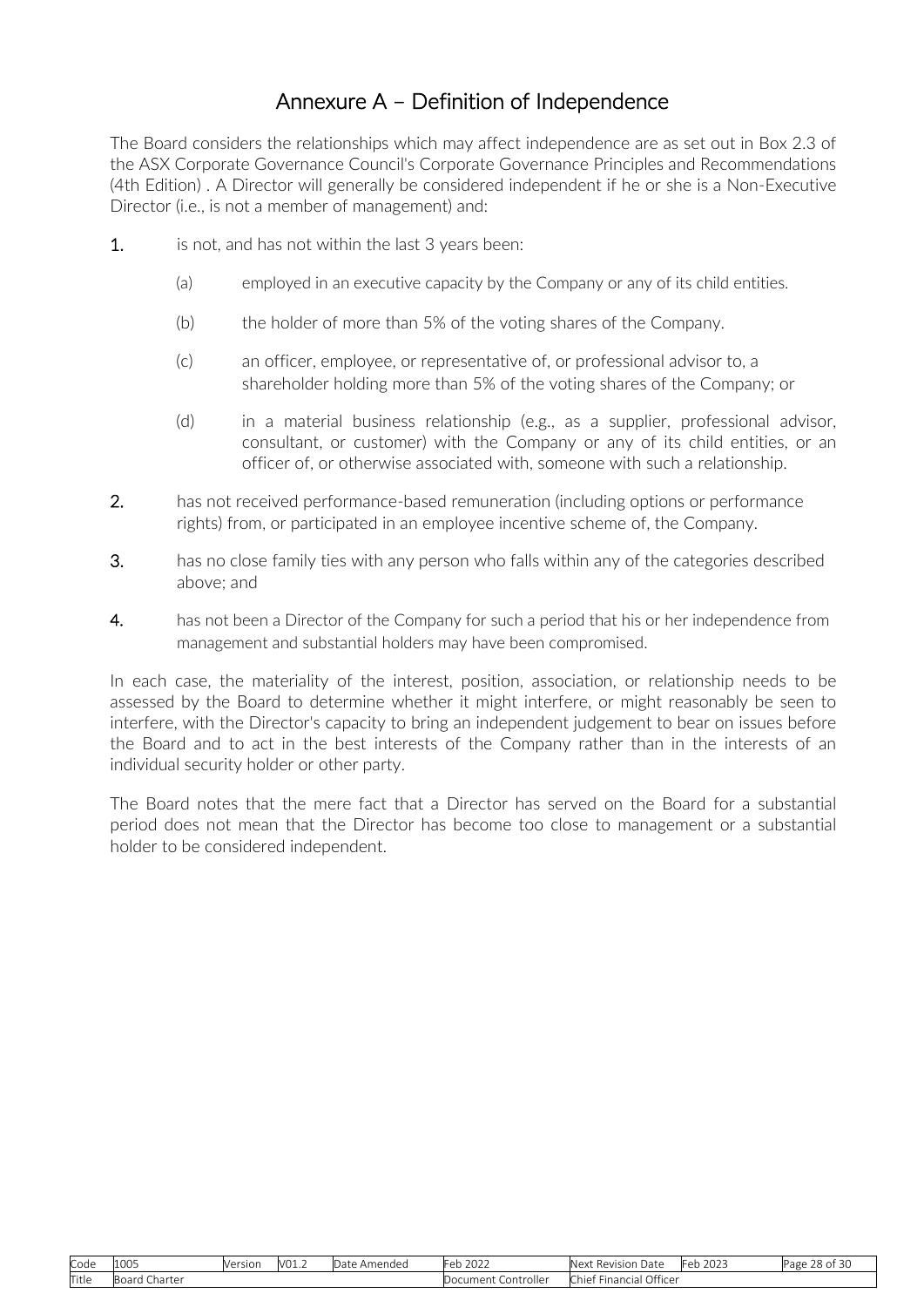# Annexure A – Definition of Independence

The Board considers the relationships which may affect independence are as set out in Box 2.3 of the ASX Corporate Governance Council's Corporate Governance Principles and Recommendations (4th Edition) . A Director will generally be considered independent if he or she is a Non-Executive Director (i.e., is not a member of management) and:

1. is not, and has not within the last 3 years been:

   (a) employed in an executive capacity by the Company or any of its child entities.

   (b) the holder of more than 5% of the voting shares of the Company.

   (c) an officer, employee, or representative of, or professional advisor to, a shareholder holding more than 5% of the voting shares of the Company; or

   (d) in a material business relationship (e.g., as a supplier, professional advisor, consultant, or customer) with the Company or any of its child entities, or an officer of, or otherwise associated with, someone with such a relationship.

2. has not received performance-based remuneration (including options or performance rights) from, or participated in an employee incentive scheme of, the Company.

3. has no close family ties with any person who falls within any of the categories described above; and

4. has not been a Director of the Company for such a period that his or her independence from management and substantial holders may have been compromised.

In each case, the materiality of the interest, position, association, or relationship needs to be assessed by the Board to determine whether it might interfere, or might reasonably be seen to interfere, with the Director's capacity to bring an independent judgement to bear on issues before the Board and to act in the best interests of the Company rather than in the interests of an individual security holder or other party.

The Board notes that the mere fact that a Director has served on the Board for a substantial period does not mean that the Director has become too close to management or a substantial holder to be considered independent.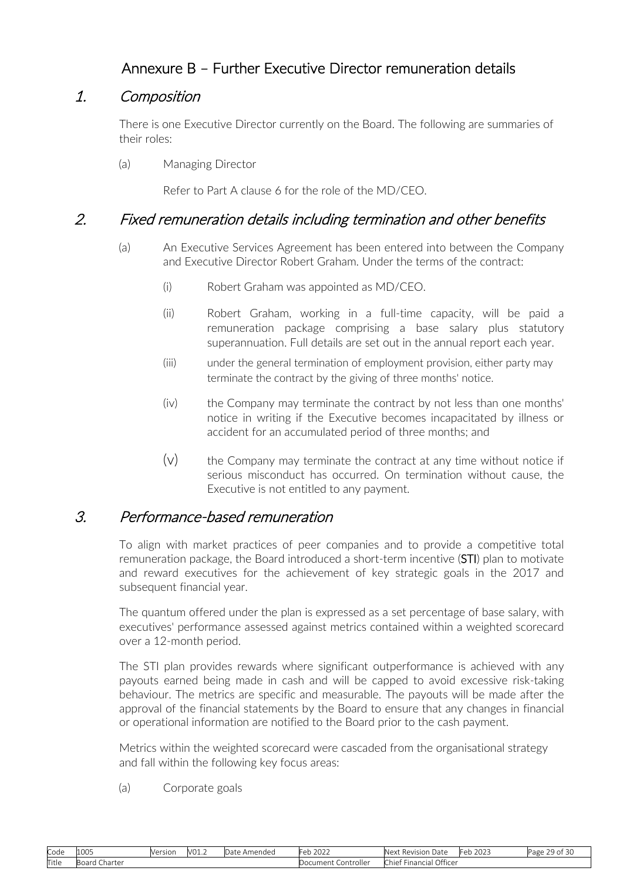# Annexure B – Further Executive Director remuneration details

## 1. *Composition*

There is one Executive Director currently on the Board. The following are summaries of their roles:

(a) Managing Director

Refer to Part A clause 6 for the role of the MD/CEO.

## 2. *Fixed remuneration details including termination and other benefits*

(a) An Executive Services Agreement has been entered into between the Company and Executive Director Robert Graham. Under the terms of the contract:

(i) Robert Graham was appointed as MD/CEO.

(ii) Robert Graham, working in a full-time capacity, will be paid a remuneration package comprising a base salary plus statutory superannuation. Full details are set out in the annual report each year.

(iii) under the general termination of employment provision, either party may terminate the contract by the giving of three months' notice.

(iv) the Company may terminate the contract by not less than one months' notice in writing if the Executive becomes incapacitated by illness or accident for an accumulated period of three months; and

(v) the Company may terminate the contract at any time without notice if serious misconduct has occurred. On termination without cause, the Executive is not entitled to any payment.

## 3. *Performance-based remuneration*

To align with market practices of peer companies and to provide a competitive total remuneration package, the Board introduced a short-term incentive (**STI**) plan to motivate and reward executives for the achievement of key strategic goals in the 2017 and subsequent financial year.

The quantum offered under the plan is expressed as a set percentage of base salary, with executives' performance assessed against metrics contained within a weighted scorecard over a 12-month period.

The STI plan provides rewards where significant outperformance is achieved with any payouts earned being made in cash and will be capped to avoid excessive risk-taking behaviour. The metrics are specific and measurable. The payouts will be made after the approval of the financial statements by the Board to ensure that any changes in financial or operational information are notified to the Board prior to the cash payment.

Metrics within the weighted scorecard were cascaded from the organisational strategy and fall within the following key focus areas:

(a) Corporate goals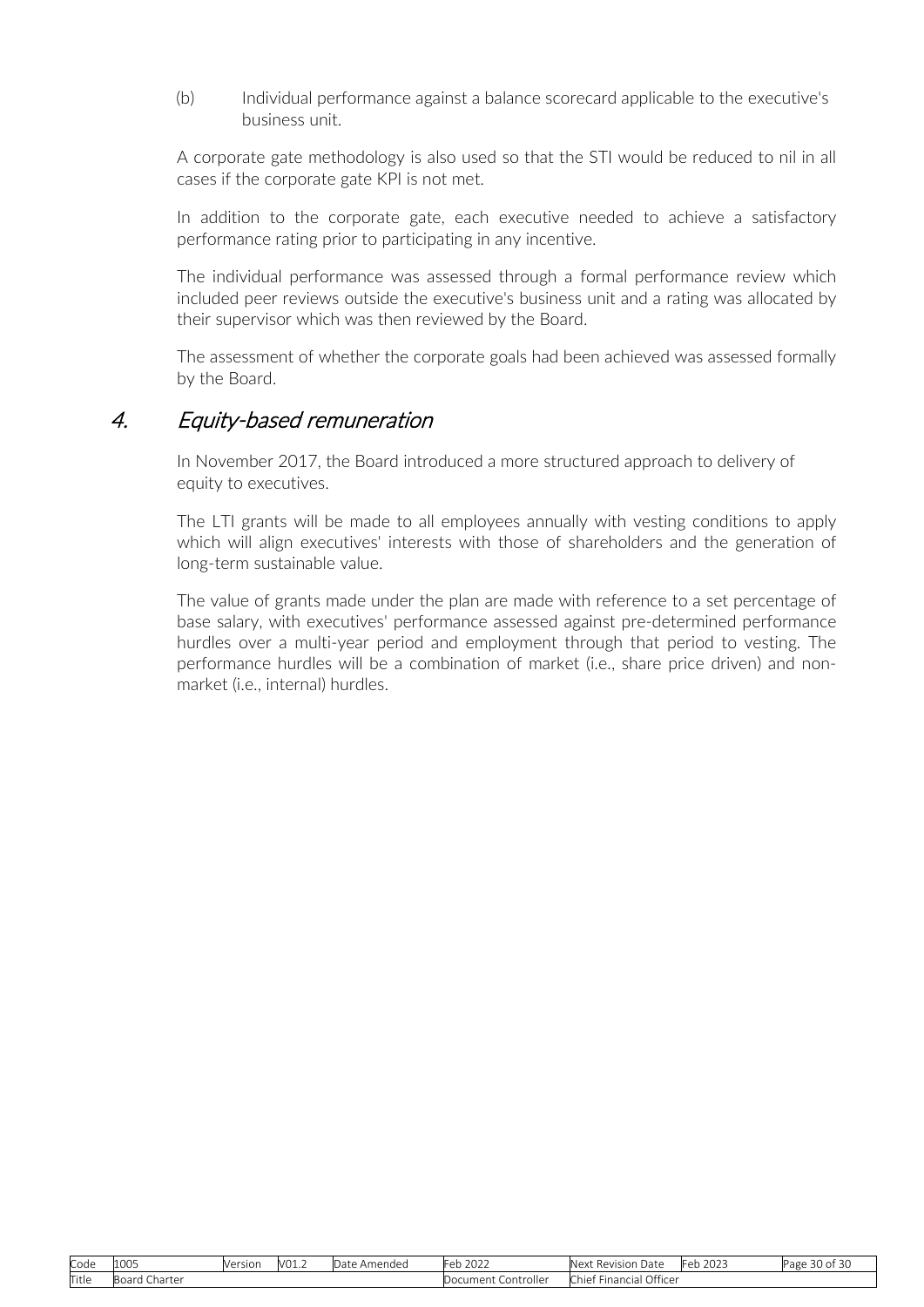(b) Individual performance against a balance scorecard applicable to the executive's business unit.

A corporate gate methodology is also used so that the STI would be reduced to nil in all cases if the corporate gate KPI is not met.

In addition to the corporate gate, each executive needed to achieve a satisfactory performance rating prior to participating in any incentive.

The individual performance was assessed through a formal performance review which included peer reviews outside the executive's business unit and a rating was allocated by their supervisor which was then reviewed by the Board.

The assessment of whether the corporate goals had been achieved was assessed formally by the Board.

## *4. Equity-based remuneration*

In November 2017, the Board introduced a more structured approach to delivery of equity to executives.

The LTI grants will be made to all employees annually with vesting conditions to apply which will align executives' interests with those of shareholders and the generation of long-term sustainable value.

The value of grants made under the plan are made with reference to a set percentage of base salary, with executives' performance assessed against pre-determined performance hurdles over a multi-year period and employment through that period to vesting. The performance hurdles will be a combination of market (i.e., share price driven) and non-market (i.e., internal) hurdles.